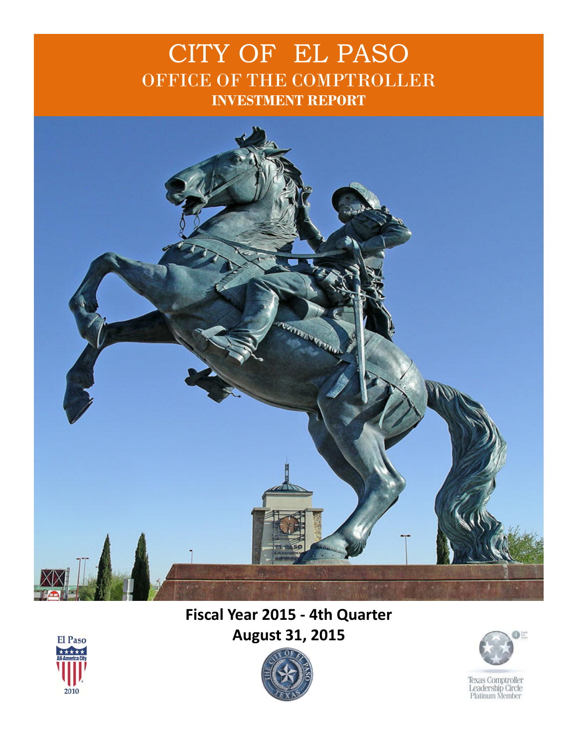# CITY OF EL PASO

## OFFICE OF THE COMPTROLLER

### INVESTMENT REPORT

**Fiscal Year 2015 - 4th Quarter**

**August 31, 2015**

El Paso All-America City 2010

Texas Comptroller Leadership Circle Platinum Member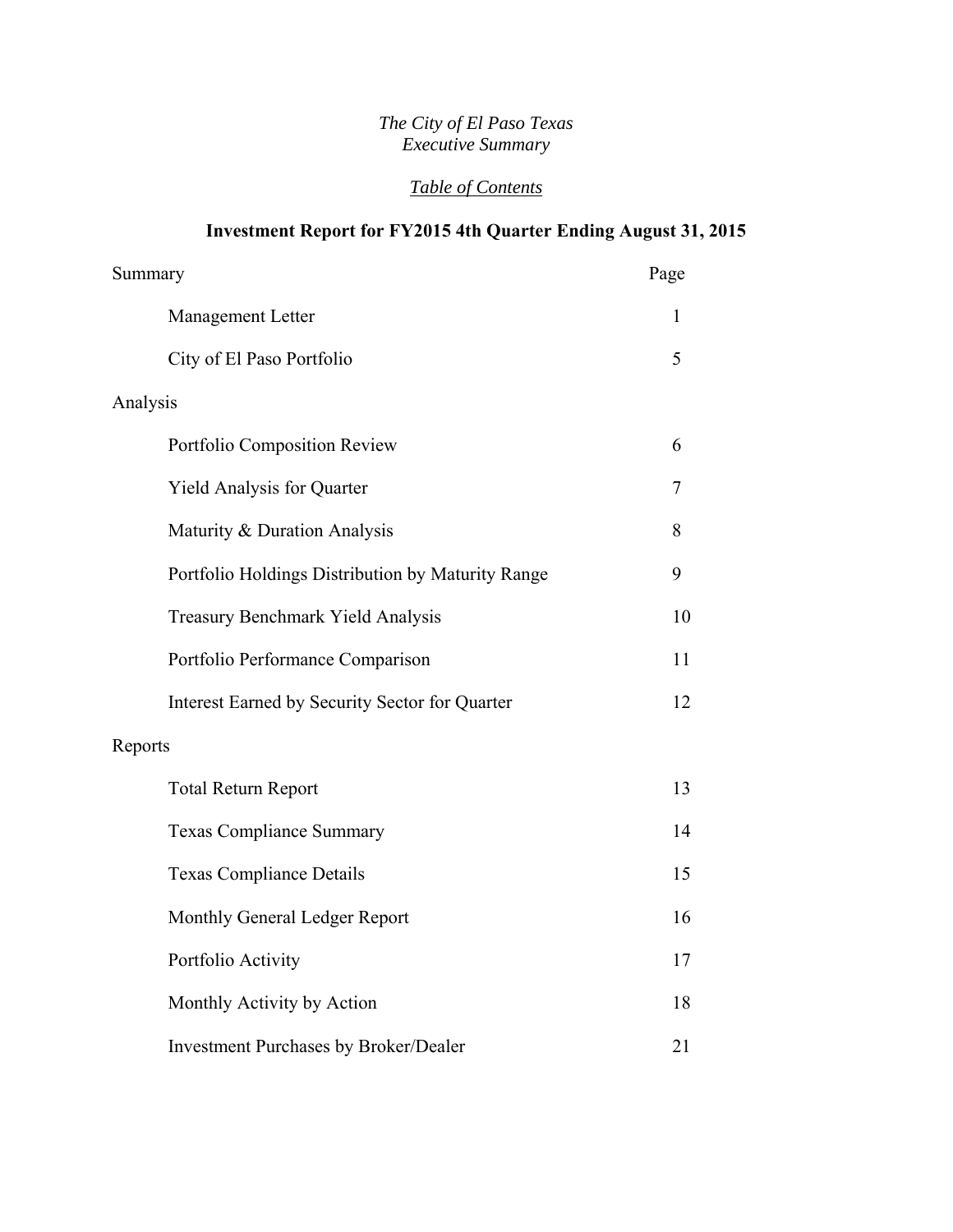*The City of El Paso Texas*
*Executive Summary*

*Table of Contents*

## Investment Report for FY2015 4th Quarter Ending August 31, 2015

| Summary | Page |
|---|---|
| Management Letter | 1 |
| City of El Paso Portfolio | 5 |
| **Analysis** | |
| Portfolio Composition Review | 6 |
| Yield Analysis for Quarter | 7 |
| Maturity & Duration Analysis | 8 |
| Portfolio Holdings Distribution by Maturity Range | 9 |
| Treasury Benchmark Yield Analysis | 10 |
| Portfolio Performance Comparison | 11 |
| Interest Earned by Security Sector for Quarter | 12 |
| **Reports** | |
| Total Return Report | 13 |
| Texas Compliance Summary | 14 |
| Texas Compliance Details | 15 |
| Monthly General Ledger Report | 16 |
| Portfolio Activity | 17 |
| Monthly Activity by Action | 18 |
| Investment Purchases by Broker/Dealer | 21 |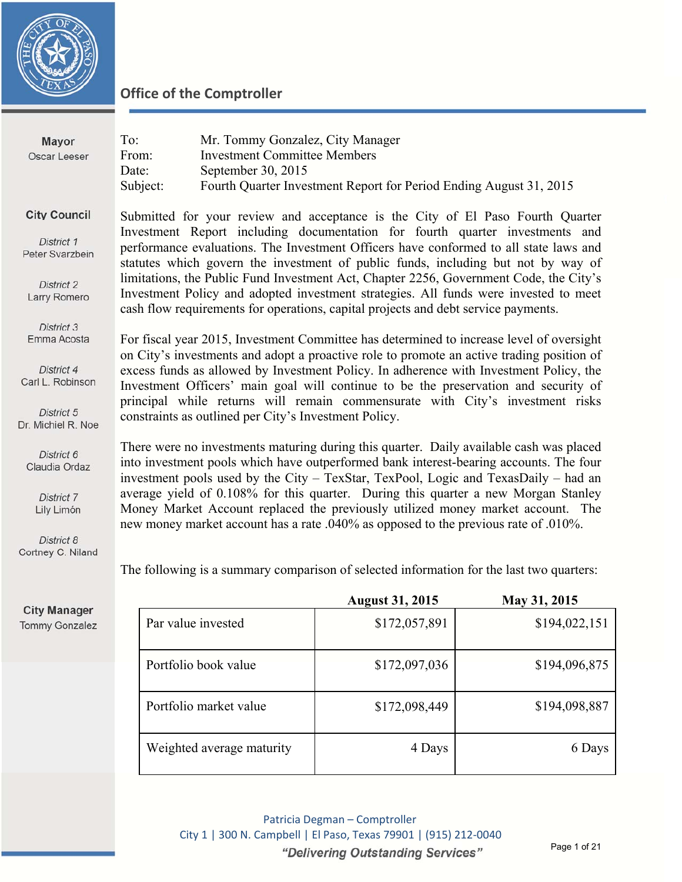# Office of the Comptroller

**Mayor**
Oscar Leeser

**City Council**

*District 1*
Peter Svarzbein

*District 2*
Larry Romero

*District 3*
Emma Acosta

*District 4*
Carl L. Robinson

*District 5*
Dr. Michiel R. Noe

*District 6*
Claudia Ordaz

*District 7*
Lily Limón

*District 8*
Cortney C. Niland

**City Manager**
Tommy Gonzalez

To: Mr. Tommy Gonzalez, City Manager
From: Investment Committee Members
Date: September 30, 2015
Subject: Fourth Quarter Investment Report for Period Ending August 31, 2015

Submitted for your review and acceptance is the City of El Paso Fourth Quarter Investment Report including documentation for fourth quarter investments and performance evaluations. The Investment Officers have conformed to all state laws and statutes which govern the investment of public funds, including but not by way of limitations, the Public Fund Investment Act, Chapter 2256, Government Code, the City's Investment Policy and adopted investment strategies. All funds were invested to meet cash flow requirements for operations, capital projects and debt service payments.

For fiscal year 2015, Investment Committee has determined to increase level of oversight on City's investments and adopt a proactive role to promote an active trading position of excess funds as allowed by Investment Policy. In adherence with Investment Policy, the Investment Officers' main goal will continue to be the preservation and security of principal while returns will remain commensurate with City's investment risks constraints as outlined per City's Investment Policy.

There were no investments maturing during this quarter. Daily available cash was placed into investment pools which have outperformed bank interest-bearing accounts. The four investment pools used by the City – TexStar, TexPool, Logic and TexasDaily – had an average yield of 0.108% for this quarter. During this quarter a new Morgan Stanley Money Market Account replaced the previously utilized money market account. The new money market account has a rate .040% as opposed to the previous rate of .010%.

The following is a summary comparison of selected information for the last two quarters:

| | August 31, 2015 | May 31, 2015 |
|---|---|---|
| Par value invested | $172,057,891 | $194,022,151 |
| Portfolio book value | $172,097,036 | $194,096,875 |
| Portfolio market value | $172,098,449 | $194,098,887 |
| Weighted average maturity | 4 Days | 6 Days |

Patricia Degman – Comptroller
City 1 | 300 N. Campbell | El Paso, Texas 79901 | (915) 212-0040
*"Delivering Outstanding Services"*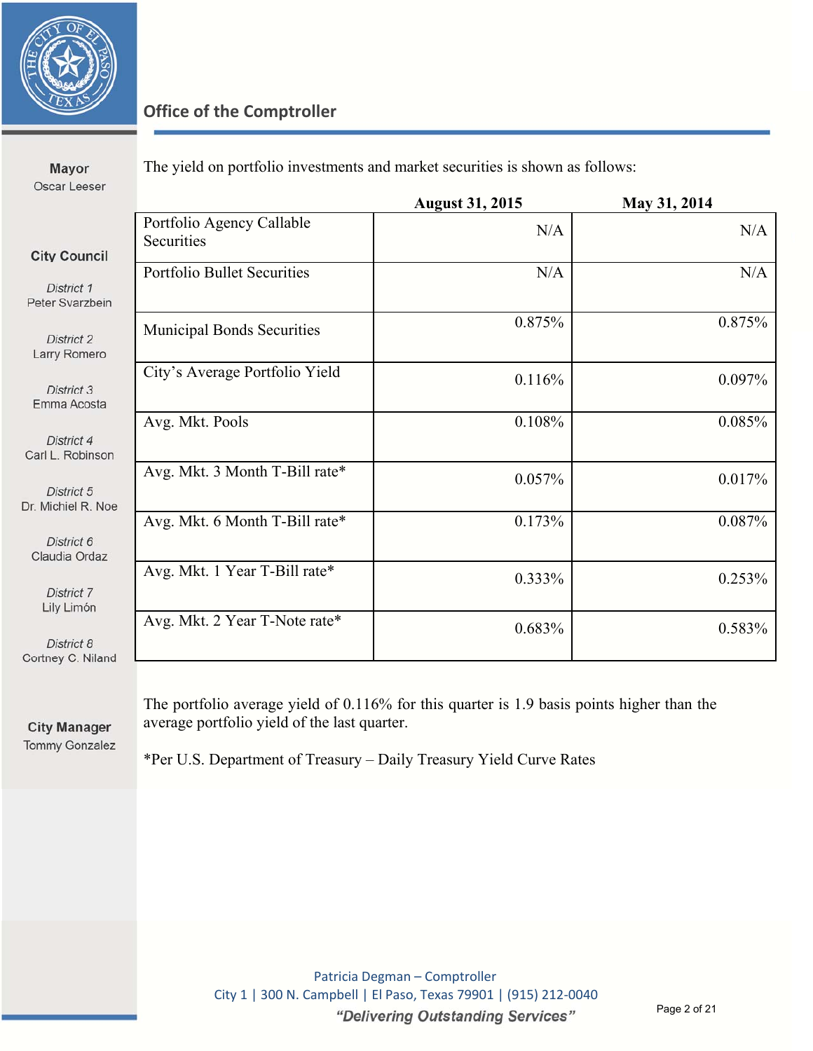## Office of the Comptroller

**Mayor**
Oscar Leeser

**City Council**

*District 1*
Peter Svarzbein

*District 2*
Larry Romero

*District 3*
Emma Acosta

*District 4*
Carl L. Robinson

*District 5*
Dr. Michiel R. Noe

*District 6*
Claudia Ordaz

*District 7*
Lily Limón

*District 8*
Cortney C. Niland

**City Manager**
Tommy Gonzalez

The yield on portfolio investments and market securities is shown as follows:

| | **August 31, 2015** | **May 31, 2014** |
|---|---|---|
| Portfolio Agency Callable Securities | N/A | N/A |
| Portfolio Bullet Securities | N/A | N/A |
| Municipal Bonds Securities | 0.875% | 0.875% |
| City's Average Portfolio Yield | 0.116% | 0.097% |
| Avg. Mkt. Pools | 0.108% | 0.085% |
| Avg. Mkt. 3 Month T-Bill rate* | 0.057% | 0.017% |
| Avg. Mkt. 6 Month T-Bill rate* | 0.173% | 0.087% |
| Avg. Mkt. 1 Year T-Bill rate* | 0.333% | 0.253% |
| Avg. Mkt. 2 Year T-Note rate* | 0.683% | 0.583% |

The portfolio average yield of 0.116% for this quarter is 1.9 basis points higher than the average portfolio yield of the last quarter.

*Per U.S. Department of Treasury – Daily Treasury Yield Curve Rates

Patricia Degman – Comptroller
City 1 | 300 N. Campbell | El Paso, Texas 79901 | (915) 212-0040
*"Delivering Outstanding Services"*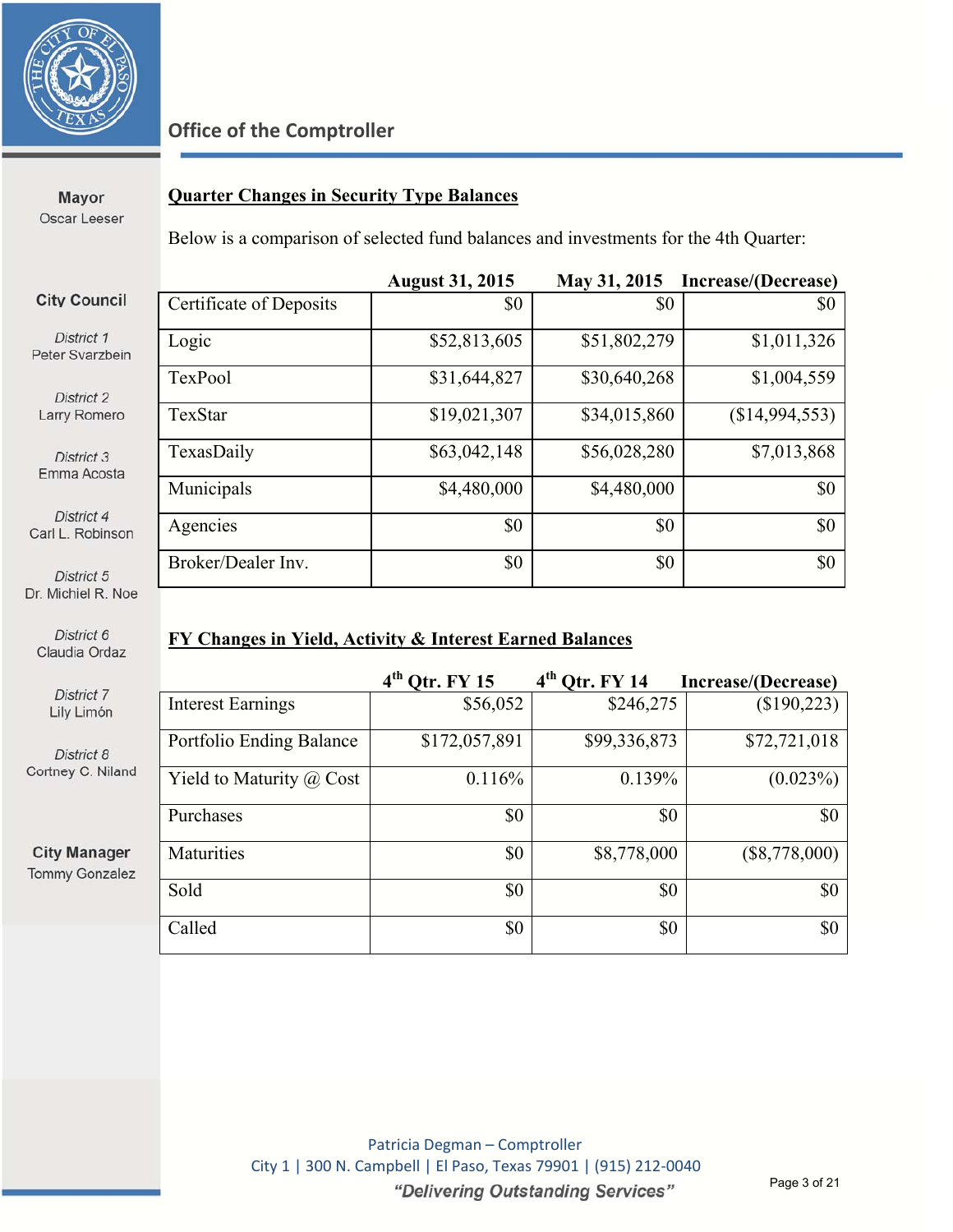Office of the Comptroller

**Mayor**
Oscar Leeser

**City Council**

*District 1*
Peter Svarzbein

*District 2*
Larry Romero

*District 3*
Emma Acosta

*District 4*
Carl L. Robinson

*District 5*
Dr. Michiel R. Noe

*District 6*
Claudia Ordaz

*District 7*
Lily Limón

*District 8*
Cortney C. Niland

**City Manager**
Tommy Gonzalez

## Quarter Changes in Security Type Balances

Below is a comparison of selected fund balances and investments for the 4th Quarter:

| | August 31, 2015 | May 31, 2015 | Increase/(Decrease) |
|---|---|---|---|
| Certificate of Deposits | $0 | $0 | $0 |
| Logic | $52,813,605 | $51,802,279 | $1,011,326 |
| TexPool | $31,644,827 | $30,640,268 | $1,004,559 |
| TexStar | $19,021,307 | $34,015,860 | ($14,994,553) |
| TexasDaily | $63,042,148 | $56,028,280 | $7,013,868 |
| Municipals | $4,480,000 | $4,480,000 | $0 |
| Agencies | $0 | $0 | $0 |
| Broker/Dealer Inv. | $0 | $0 | $0 |

## FY Changes in Yield, Activity & Interest Earned Balances

| | 4th Qtr. FY 15 | 4th Qtr. FY 14 | Increase/(Decrease) |
|---|---|---|---|
| Interest Earnings | $56,052 | $246,275 | ($190,223) |
| Portfolio Ending Balance | $172,057,891 | $99,336,873 | $72,721,018 |
| Yield to Maturity @ Cost | 0.116% | 0.139% | (0.023%) |
| Purchases | $0 | $0 | $0 |
| Maturities | $0 | $8,778,000 | ($8,778,000) |
| Sold | $0 | $0 | $0 |
| Called | $0 | $0 | $0 |

Patricia Degman – Comptroller
City 1 | 300 N. Campbell | El Paso, Texas 79901 | (915) 212-0040
*"Delivering Outstanding Services"*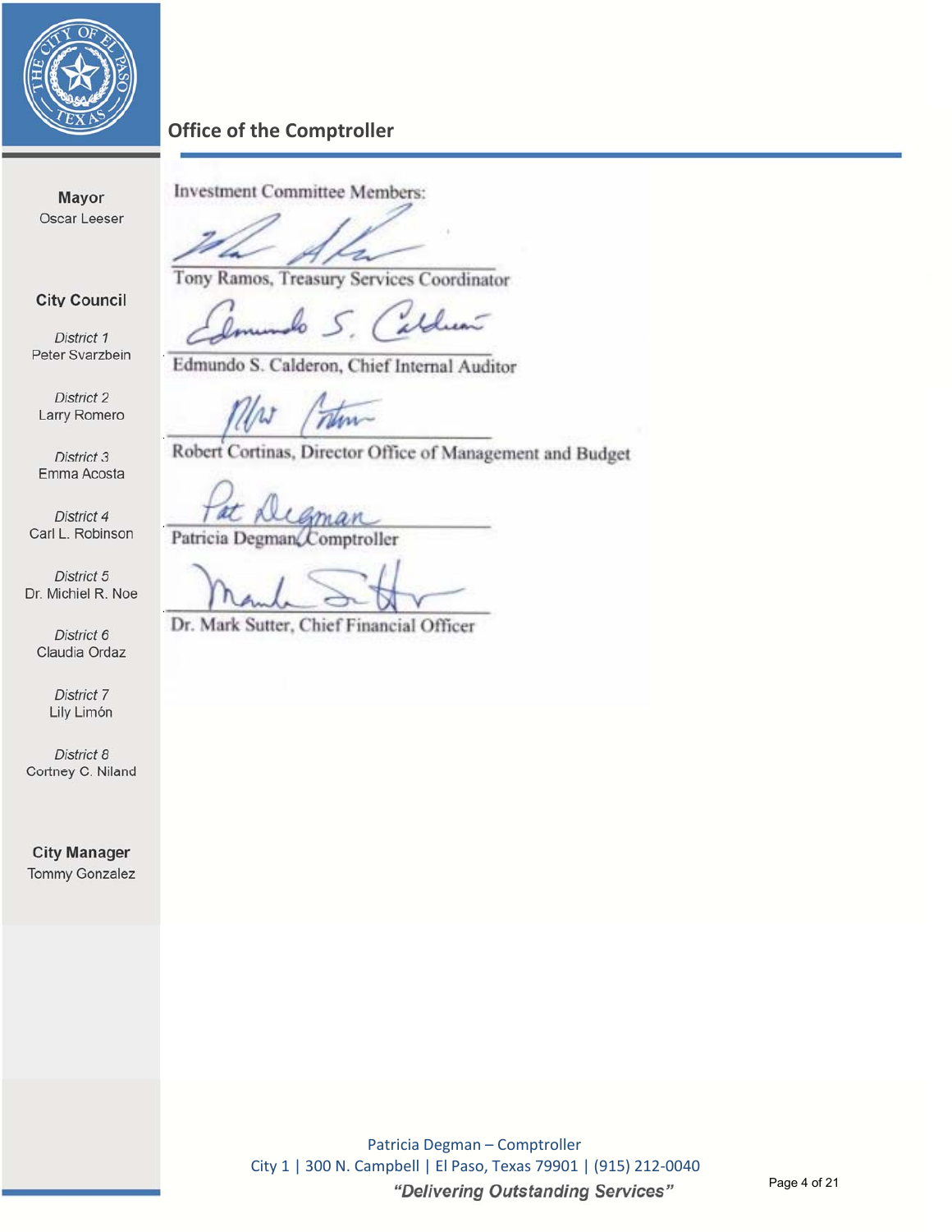## Office of the Comptroller

**Mayor**
Oscar Leeser

**City Council**

*District 1*
Peter Svarzbein

*District 2*
Larry Romero

*District 3*
Emma Acosta

*District 4*
Carl L. Robinson

*District 5*
Dr. Michiel R. Noe

*District 6*
Claudia Ordaz

*District 7*
Lily Limón

*District 8*
Cortney C. Niland

**City Manager**
Tommy Gonzalez

Investment Committee Members:

Tony Ramos, Treasury Services Coordinator

Edmundo S. Calderon, Chief Internal Auditor

Robert Cortinas, Director Office of Management and Budget

Patricia Degman, Comptroller

Dr. Mark Sutter, Chief Financial Officer

Patricia Degman – Comptroller
City 1 | 300 N. Campbell | El Paso, Texas 79901 | (915) 212-0040
***"Delivering Outstanding Services"***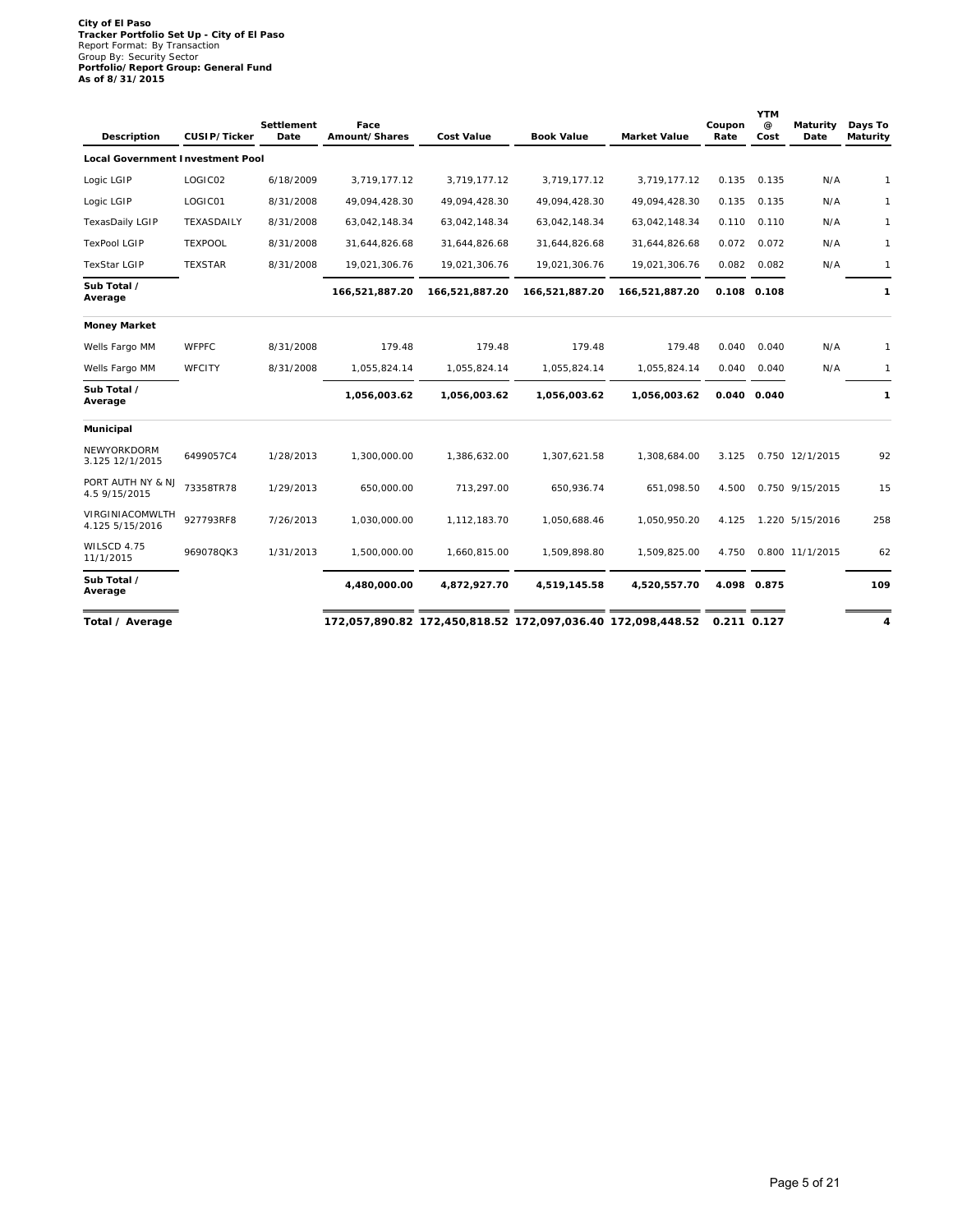**City of El Paso**
**Tracker Portfolio Set Up - City of El Paso**
Report Format: By Transaction
Group By: Security Sector
**Portfolio/Report Group: General Fund**
**As of 8/31/2015**

| Description | CUSIP/Ticker | Settlement Date | Face Amount/Shares | Cost Value | Book Value | Market Value | Coupon Rate | YTM @ Cost | Maturity Date | Days To Maturity |
|---|---|---|---|---|---|---|---|---|---|---|
| **Local Government Investment Pool** | | | | | | | | | | |
| Logic LGIP | LOGIC02 | 6/18/2009 | 3,719,177.12 | 3,719,177.12 | 3,719,177.12 | 3,719,177.12 | 0.135 | 0.135 | N/A | 1 |
| Logic LGIP | LOGIC01 | 8/31/2008 | 49,094,428.30 | 49,094,428.30 | 49,094,428.30 | 49,094,428.30 | 0.135 | 0.135 | N/A | 1 |
| TexasDaily LGIP | TEXASDAILY | 8/31/2008 | 63,042,148.34 | 63,042,148.34 | 63,042,148.34 | 63,042,148.34 | 0.110 | 0.110 | N/A | 1 |
| TexPool LGIP | TEXPOOL | 8/31/2008 | 31,644,826.68 | 31,644,826.68 | 31,644,826.68 | 31,644,826.68 | 0.072 | 0.072 | N/A | 1 |
| TexStar LGIP | TEXSTAR | 8/31/2008 | 19,021,306.76 | 19,021,306.76 | 19,021,306.76 | 19,021,306.76 | 0.082 | 0.082 | N/A | 1 |
| **Sub Total / Average** | | | **166,521,887.20** | **166,521,887.20** | **166,521,887.20** | **166,521,887.20** | **0.108** | **0.108** | | **1** |
| **Money Market** | | | | | | | | | | |
| Wells Fargo MM | WFPFC | 8/31/2008 | 179.48 | 179.48 | 179.48 | 179.48 | 0.040 | 0.040 | N/A | 1 |
| Wells Fargo MM | WFCITY | 8/31/2008 | 1,055,824.14 | 1,055,824.14 | 1,055,824.14 | 1,055,824.14 | 0.040 | 0.040 | N/A | 1 |
| **Sub Total / Average** | | | **1,056,003.62** | **1,056,003.62** | **1,056,003.62** | **1,056,003.62** | **0.040** | **0.040** | | **1** |
| **Municipal** | | | | | | | | | | |
| NEWYORKDORM 3.125 12/1/2015 | 6499057C4 | 1/28/2013 | 1,300,000.00 | 1,386,632.00 | 1,307,621.58 | 1,308,684.00 | 3.125 | 0.750 | 12/1/2015 | 92 |
| PORT AUTH NY & NJ 4.5 9/15/2015 | 73358TR78 | 1/29/2013 | 650,000.00 | 713,297.00 | 650,936.74 | 651,098.50 | 4.500 | 0.750 | 9/15/2015 | 15 |
| VIRGINIACOMWLTH 4.125 5/15/2016 | 927793RF8 | 7/26/2013 | 1,030,000.00 | 1,112,183.70 | 1,050,688.46 | 1,050,950.20 | 4.125 | 1.220 | 5/15/2016 | 258 |
| WILSCD 4.75 11/1/2015 | 969078QK3 | 1/31/2013 | 1,500,000.00 | 1,660,815.00 | 1,509,898.80 | 1,509,825.00 | 4.750 | 0.800 | 11/1/2015 | 62 |
| **Sub Total / Average** | | | **4,480,000.00** | **4,872,927.70** | **4,519,145.58** | **4,520,557.70** | **4.098** | **0.875** | | **109** |
| **Total / Average** | | | **172,057,890.82** | **172,450,818.52** | **172,097,036.40** | **172,098,448.52** | **0.211** | **0.127** | | **4** |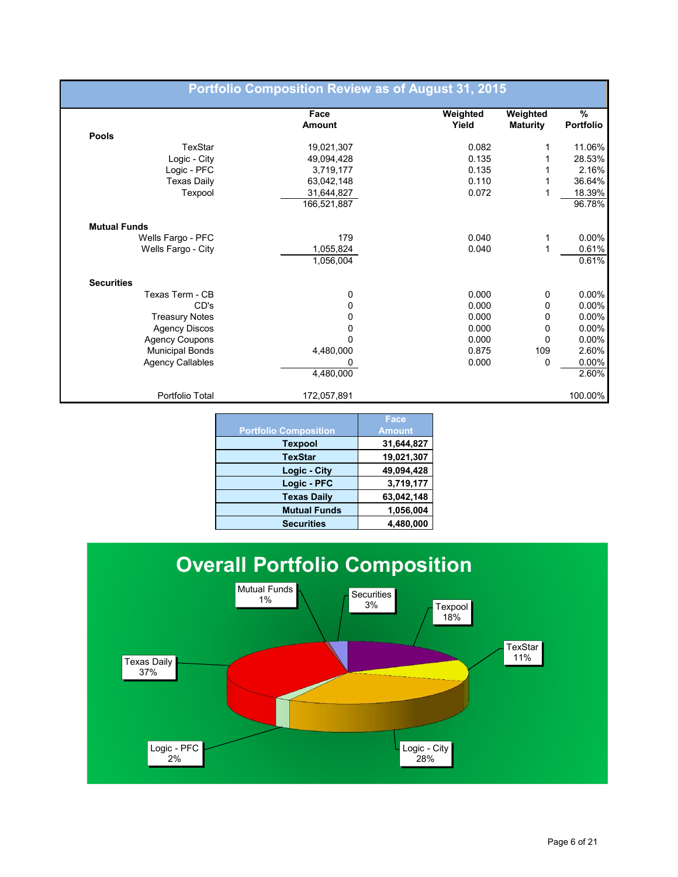## Portfolio Composition Review as of August 31, 2015

| | Face Amount | Weighted Yield | Weighted Maturity | % Portfolio |
|---|---|---|---|---|
| **Pools** | | | | |
| TexStar | 19,021,307 | 0.082 | 1 | 11.06% |
| Logic - City | 49,094,428 | 0.135 | 1 | 28.53% |
| Logic - PFC | 3,719,177 | 0.135 | 1 | 2.16% |
| Texas Daily | 63,042,148 | 0.110 | 1 | 36.64% |
| Texpool | 31,644,827 | 0.072 | 1 | 18.39% |
| | 166,521,887 | | | 96.78% |
| **Mutual Funds** | | | | |
| Wells Fargo - PFC | 179 | 0.040 | 1 | 0.00% |
| Wells Fargo - City | 1,055,824 | 0.040 | 1 | 0.61% |
| | 1,056,004 | | | 0.61% |
| **Securities** | | | | |
| Texas Term - CB | 0 | 0.000 | 0 | 0.00% |
| CD's | 0 | 0.000 | 0 | 0.00% |
| Treasury Notes | 0 | 0.000 | 0 | 0.00% |
| Agency Discos | 0 | 0.000 | 0 | 0.00% |
| Agency Coupons | 0 | 0.000 | 0 | 0.00% |
| Municipal Bonds | 4,480,000 | 0.875 | 109 | 2.60% |
| Agency Callables | 0 | 0.000 | 0 | 0.00% |
| | 4,480,000 | | | 2.60% |
| Portfolio Total | 172,057,891 | | | 100.00% |

| Portfolio Composition | Face Amount |
|---|---|
| **Texpool** | **31,644,827** |
| **TexStar** | **19,021,307** |
| **Logic - City** | **49,094,428** |
| **Logic - PFC** | **3,719,177** |
| **Texas Daily** | **63,042,148** |
| **Mutual Funds** | **1,056,004** |
| **Securities** | **4,480,000** |

## Overall Portfolio Composition

- Mutual Funds 1%
- Securities 3%
- Texpool 18%
- TexStar 11%
- Texas Daily 37%
- Logic - PFC 2%
- Logic - City 28%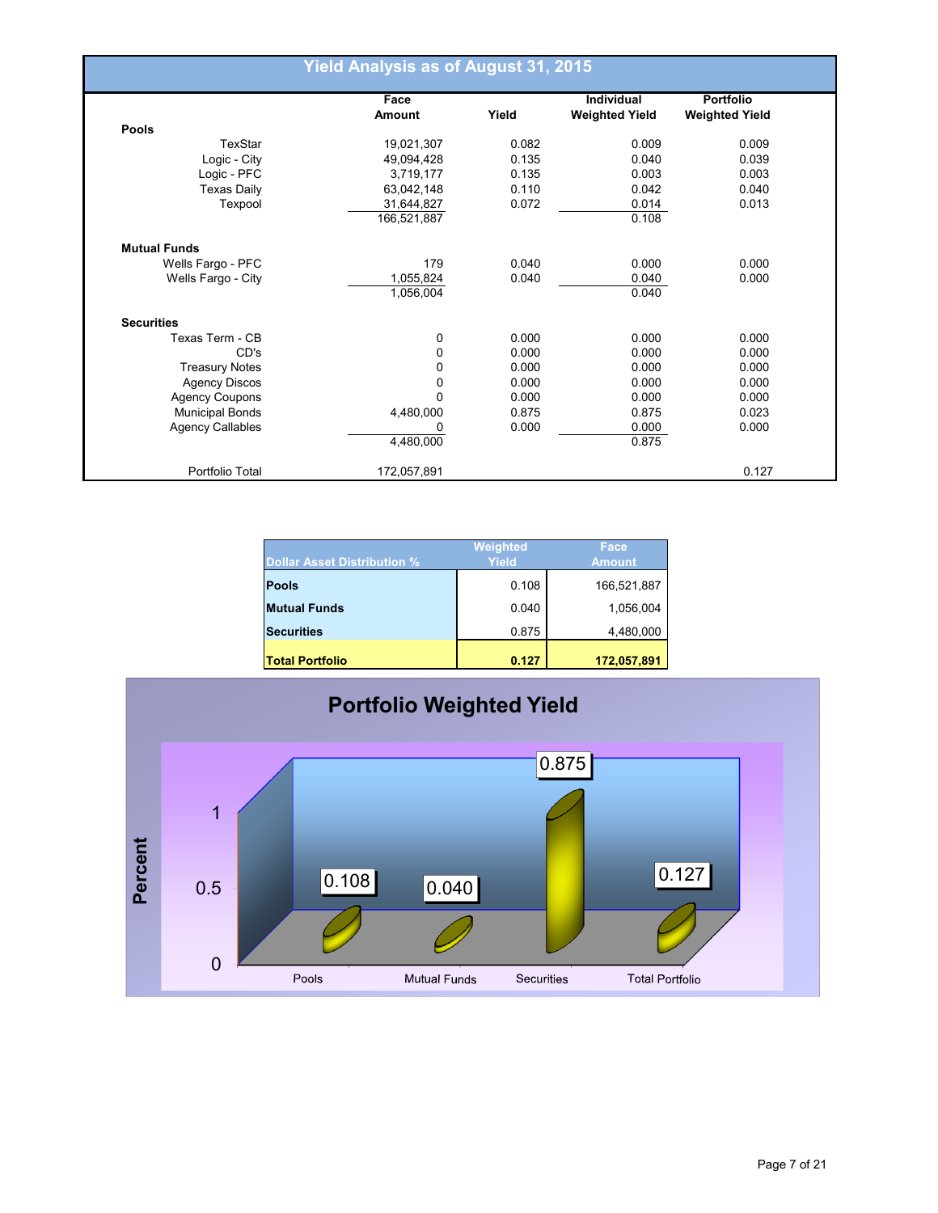# Yield Analysis as of August 31, 2015

| | Face Amount | Yield | Individual Weighted Yield | Portfolio Weighted Yield |
|---|---|---|---|---|
| **Pools** | | | | |
| TexStar | 19,021,307 | 0.082 | 0.009 | 0.009 |
| Logic - City | 49,094,428 | 0.135 | 0.040 | 0.039 |
| Logic - PFC | 3,719,177 | 0.135 | 0.003 | 0.003 |
| Texas Daily | 63,042,148 | 0.110 | 0.042 | 0.040 |
| Texpool | 31,644,827 | 0.072 | 0.014 | 0.013 |
| | 166,521,887 | | 0.108 | |
| **Mutual Funds** | | | | |
| Wells Fargo - PFC | 179 | 0.040 | 0.000 | 0.000 |
| Wells Fargo - City | 1,055,824 | 0.040 | 0.040 | 0.000 |
| | 1,056,004 | | 0.040 | |
| **Securities** | | | | |
| Texas Term - CB | 0 | 0.000 | 0.000 | 0.000 |
| CD's | 0 | 0.000 | 0.000 | 0.000 |
| Treasury Notes | 0 | 0.000 | 0.000 | 0.000 |
| Agency Discos | 0 | 0.000 | 0.000 | 0.000 |
| Agency Coupons | 0 | 0.000 | 0.000 | 0.000 |
| Municipal Bonds | 4,480,000 | 0.875 | 0.875 | 0.023 |
| Agency Callables | 0 | 0.000 | 0.000 | 0.000 |
| | 4,480,000 | | 0.875 | |
| Portfolio Total | 172,057,891 | | | 0.127 |

| Dollar Asset Distribution % | Weighted Yield | Face Amount |
|---|---|---|
| **Pools** | 0.108 | 166,521,887 |
| **Mutual Funds** | 0.040 | 1,056,004 |
| **Securities** | 0.875 | 4,480,000 |
| **Total Portfolio** | **0.127** | **172,057,891** |

## Portfolio Weighted Yield

| | Pools | Mutual Funds | Securities | Total Portfolio |
|---|---|---|---|---|
| Percent | 0.108 | 0.040 | 0.875 | 0.127 |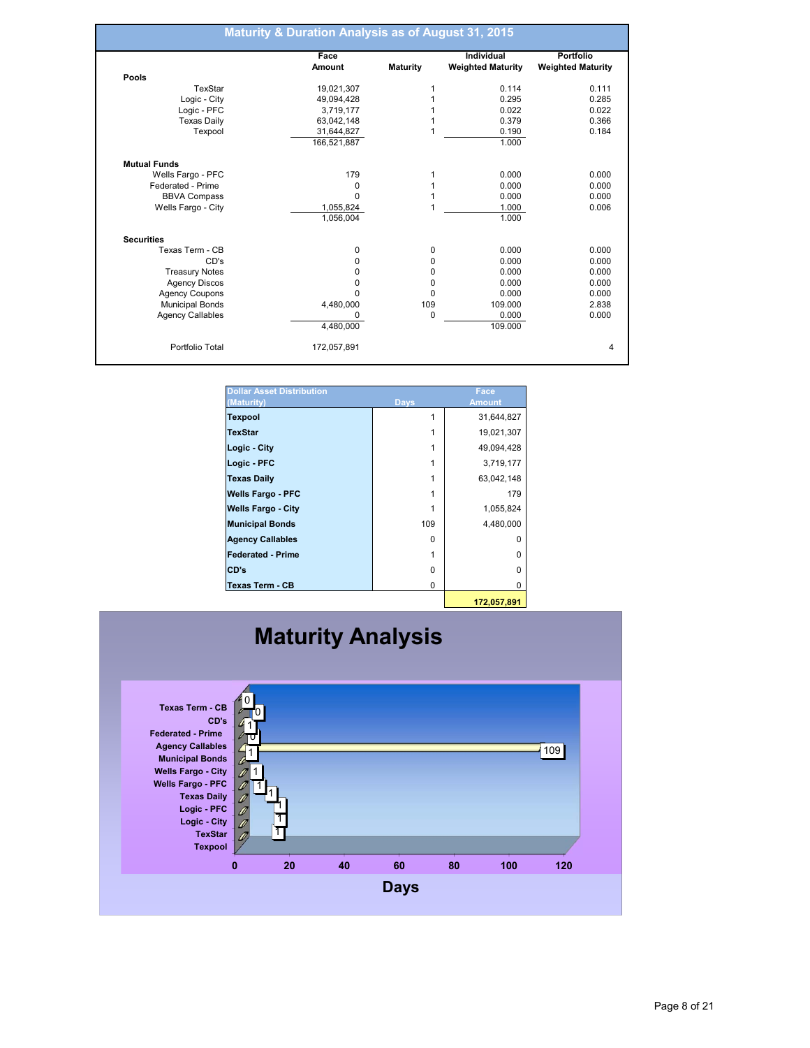## Maturity & Duration Analysis as of August 31, 2015

| | Face Amount | Maturity | Individual Weighted Maturity | Portfolio Weighted Maturity |
|---|---|---|---|---|
| **Pools** | | | | |
| TexStar | 19,021,307 | 1 | 0.114 | 0.111 |
| Logic - City | 49,094,428 | 1 | 0.295 | 0.285 |
| Logic - PFC | 3,719,177 | 1 | 0.022 | 0.022 |
| Texas Daily | 63,042,148 | 1 | 0.379 | 0.366 |
| Texpool | 31,644,827 | 1 | 0.190 | 0.184 |
| | 166,521,887 | | 1.000 | |
| **Mutual Funds** | | | | |
| Wells Fargo - PFC | 179 | 1 | 0.000 | 0.000 |
| Federated - Prime | 0 | 1 | 0.000 | 0.000 |
| BBVA Compass | 0 | 1 | 0.000 | 0.000 |
| Wells Fargo - City | 1,055,824 | 1 | 1.000 | 0.006 |
| | 1,056,004 | | 1.000 | |
| **Securities** | | | | |
| Texas Term - CB | 0 | 0 | 0.000 | 0.000 |
| CD's | 0 | 0 | 0.000 | 0.000 |
| Treasury Notes | 0 | 0 | 0.000 | 0.000 |
| Agency Discos | 0 | 0 | 0.000 | 0.000 |
| Agency Coupons | 0 | 0 | 0.000 | 0.000 |
| Municipal Bonds | 4,480,000 | 109 | 109.000 | 2.838 |
| Agency Callables | 0 | 0 | 0.000 | 0.000 |
| | 4,480,000 | | 109.000 | |
| Portfolio Total | 172,057,891 | | | 4 |

| Dollar Asset Distribution (Maturity) | Days | Face Amount |
|---|---|---|
| **Texpool** | 1 | 31,644,827 |
| **TexStar** | 1 | 19,021,307 |
| **Logic - City** | 1 | 49,094,428 |
| **Logic - PFC** | 1 | 3,719,177 |
| **Texas Daily** | 1 | 63,042,148 |
| **Wells Fargo - PFC** | 1 | 179 |
| **Wells Fargo - City** | 1 | 1,055,824 |
| **Municipal Bonds** | 109 | 4,480,000 |
| **Agency Callables** | 0 | 0 |
| **Federated - Prime** | 1 | 0 |
| **CD's** | 0 | 0 |
| **Texas Term - CB** | 0 | 0 |
| | | **172,057,891** |

## Maturity Analysis

| Category | Days |
|---|---|
| Texas Term - CB | 0 |
| CD's | 0 |
| Federated - Prime | 1 |
| Agency Callables | 0 |
| Municipal Bonds | 109 |
| Wells Fargo - City | 1 |
| Wells Fargo - PFC | 1 |
| Texas Daily | 1 |
| Logic - PFC | 1 |
| Logic - City | 1 |
| TexStar | 1 |
| Texpool | 1 |

Days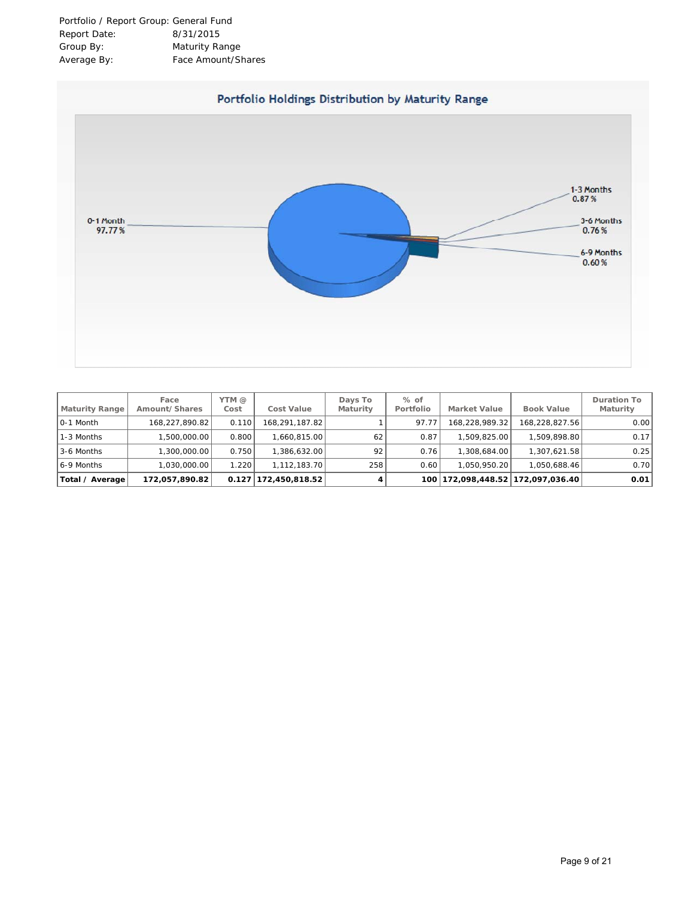Portfolio / Report Group: General Fund
Report Date: 8/31/2015
Group By: Maturity Range
Average By: Face Amount/Shares

## Portfolio Holdings Distribution by Maturity Range

0-1 Month 97.77 %

1-3 Months 0.87 %

3-6 Months 0.76 %

6-9 Months 0.60 %

| Maturity Range | Face Amount/ Shares | YTM @ Cost | Cost Value | Days To Maturity | % of Portfolio | Market Value | Book Value | Duration To Maturity |
|---|---|---|---|---|---|---|---|---|
| 0-1 Month | 168,227,890.82 | 0.110 | 168,291,187.82 | 1 | 97.77 | 168,228,989.32 | 168,228,827.56 | 0.00 |
| 1-3 Months | 1,500,000.00 | 0.800 | 1,660,815.00 | 62 | 0.87 | 1,509,825.00 | 1,509,898.80 | 0.17 |
| 3-6 Months | 1,300,000.00 | 0.750 | 1,386,632.00 | 92 | 0.76 | 1,308,684.00 | 1,307,621.58 | 0.25 |
| 6-9 Months | 1,030,000.00 | 1.220 | 1,112,183.70 | 258 | 0.60 | 1,050,950.20 | 1,050,688.46 | 0.70 |
| **Total / Average** | **172,057,890.82** | **0.127** | **172,450,818.52** | **4** | **100** | **172,098,448.52** | **172,097,036.40** | **0.01** |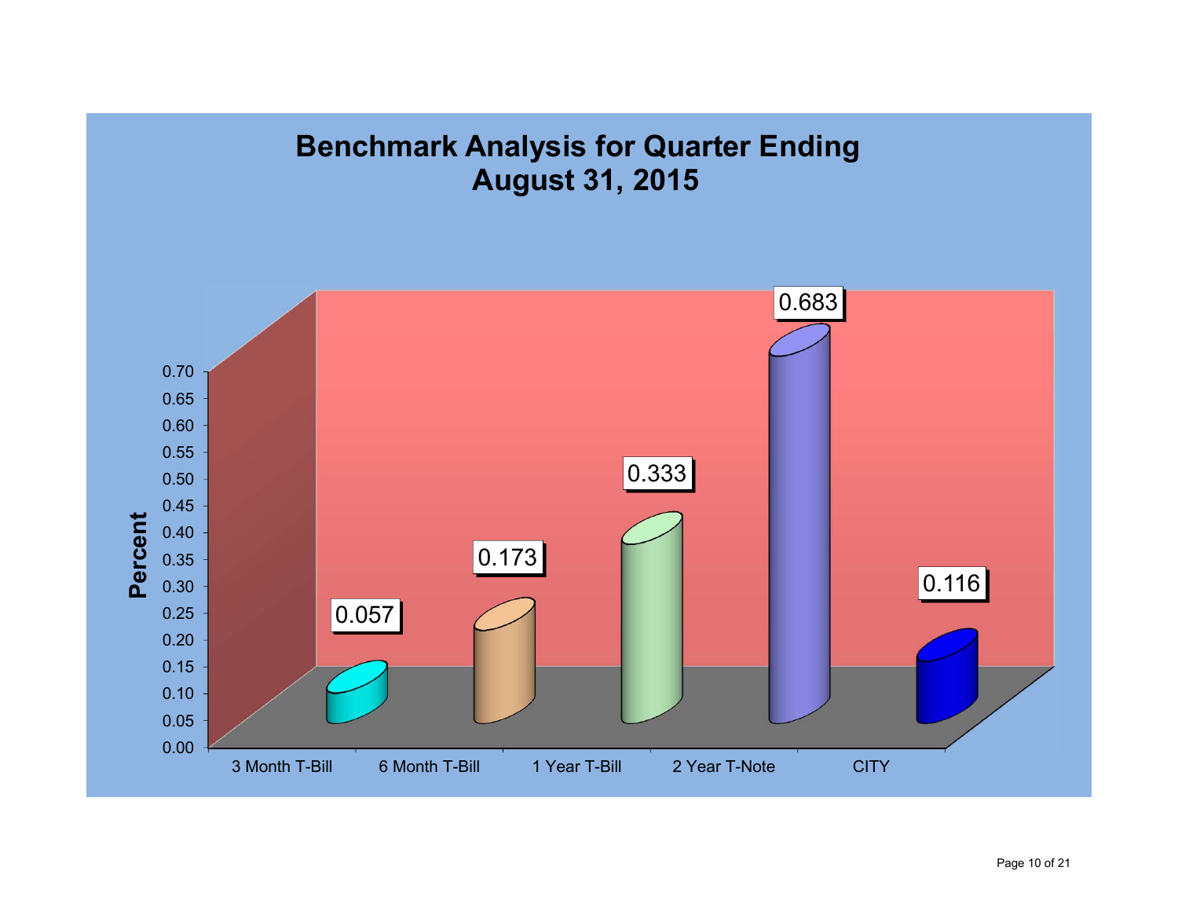# Benchmark Analysis for Quarter Ending August 31, 2015

| | Percent |
|---|---|
| 3 Month T-Bill | 0.057 |
| 6 Month T-Bill | 0.173 |
| 1 Year T-Bill | 0.333 |
| 2 Year T-Note | 0.683 |
| CITY | 0.116 |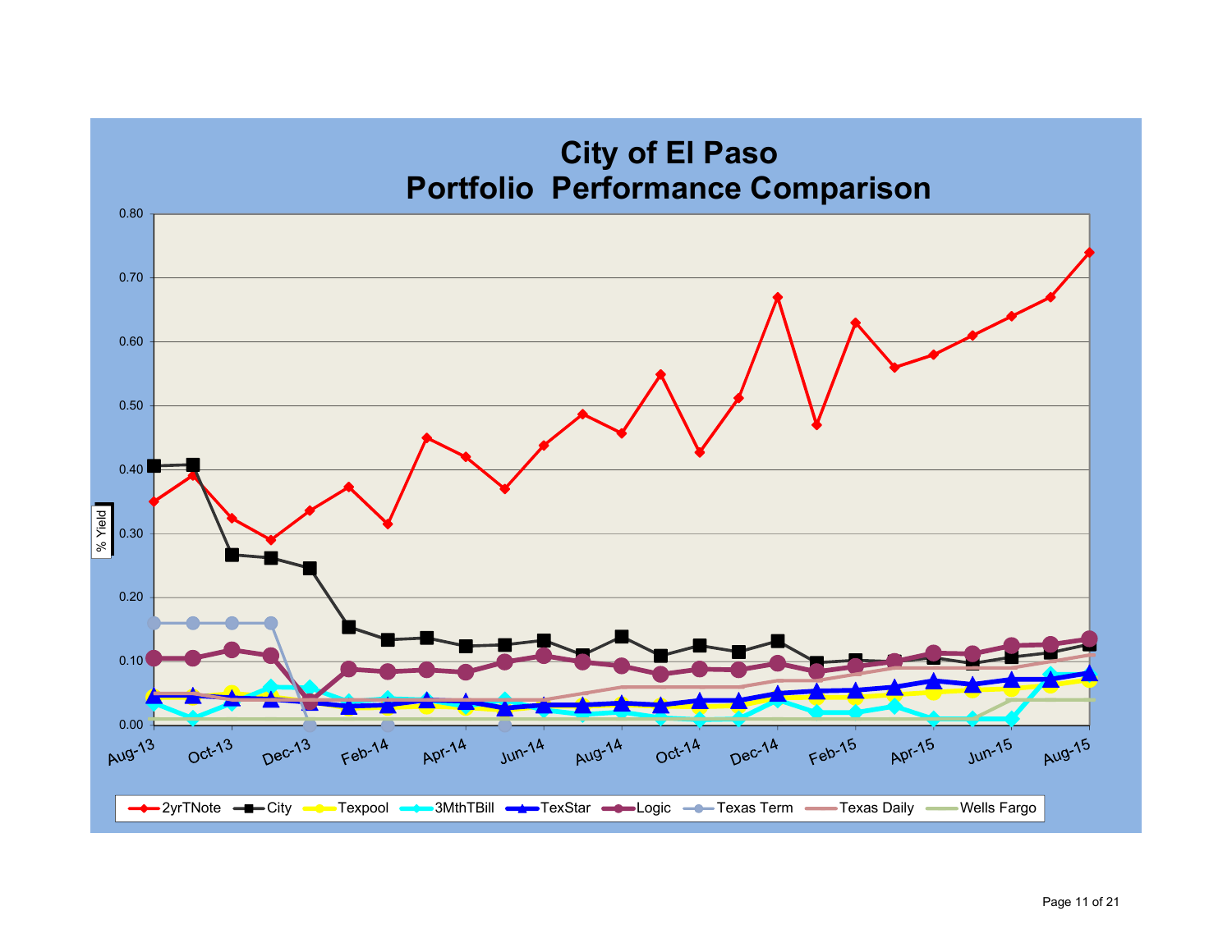# City of El Paso
## Portfolio Performance Comparison

% Yield

0.80
0.70
0.60
0.50
0.40
0.30
0.20
0.10
0.00

Aug-13, Oct-13, Dec-13, Feb-14, Apr-14, Jun-14, Aug-14, Oct-14, Dec-14, Feb-15, Apr-15, Jun-15, Aug-15

2yrTNote, City, Texpool, 3MthTBill, TexStar, Logic, Texas Term, Texas Daily, Wells Fargo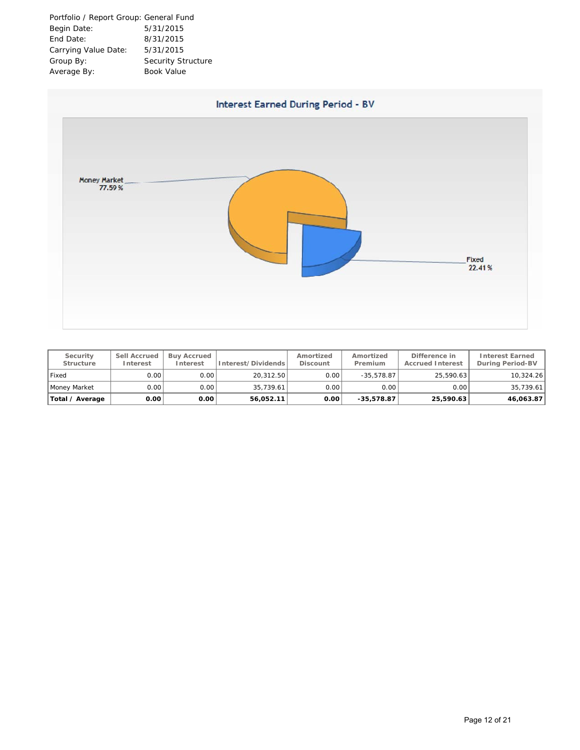Portfolio / Report Group: General Fund
Begin Date: 5/31/2015
End Date: 8/31/2015
Carrying Value Date: 5/31/2015
Group By: Security Structure
Average By: Book Value

## Interest Earned During Period - BV

Money Market 77.59 %

Fixed 22.41 %

| Security Structure | Sell Accrued Interest | Buy Accrued Interest | Interest/Dividends | Amortized Discount | Amortized Premium | Difference in Accrued Interest | Interest Earned During Period-BV |
|---|---|---|---|---|---|---|---|
| Fixed | 0.00 | 0.00 | 20,312.50 | 0.00 | -35,578.87 | 25,590.63 | 10,324.26 |
| Money Market | 0.00 | 0.00 | 35,739.61 | 0.00 | 0.00 | 0.00 | 35,739.61 |
| **Total / Average** | **0.00** | **0.00** | **56,052.11** | **0.00** | **-35,578.87** | **25,590.63** | **46,063.87** |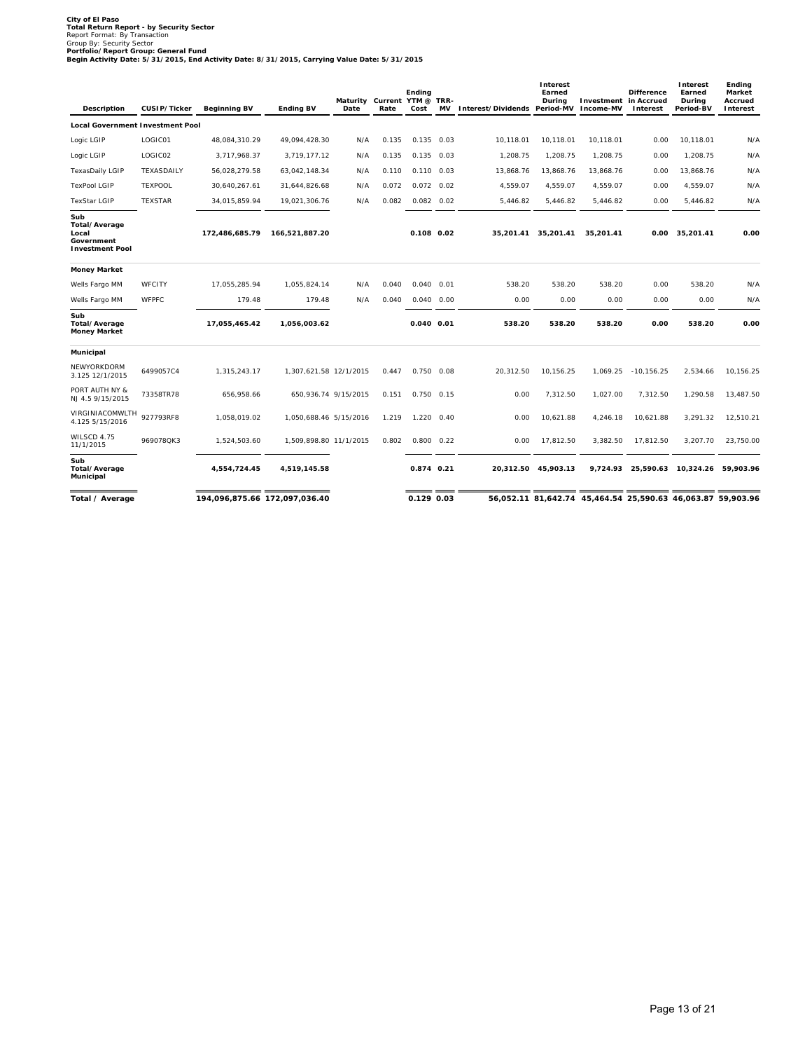**City of El Paso**
**Total Return Report - by Security Sector**
Report Format: By Transaction
Group By: Security Sector
**Portfolio/Report Group: General Fund**
**Begin Activity Date: 5/31/2015, End Activity Date: 8/31/2015, Carrying Value Date: 5/31/2015**

| Description | CUSIP/Ticker | Beginning BV | Ending BV | Maturity Date | Current Rate | Ending YTM @ Cost | TRR-MV | Interest/Dividends | Interest Earned During Period-MV | Investment Income-MV | Difference in Accrued Interest | Interest Earned During Period-BV | Ending Market Accrued Interest |
|---|---|---|---|---|---|---|---|---|---|---|---|---|---|
| **Local Government Investment Pool** | | | | | | | | | | | | | |
| Logic LGIP | LOGIC01 | 48,084,310.29 | 49,094,428.30 | N/A | 0.135 | 0.135 | 0.03 | 10,118.01 | 10,118.01 | 10,118.01 | 0.00 | 10,118.01 | N/A |
| Logic LGIP | LOGIC02 | 3,717,968.37 | 3,719,177.12 | N/A | 0.135 | 0.135 | 0.03 | 1,208.75 | 1,208.75 | 1,208.75 | 0.00 | 1,208.75 | N/A |
| TexasDaily LGIP | TEXASDAILY | 56,028,279.58 | 63,042,148.34 | N/A | 0.110 | 0.110 | 0.03 | 13,868.76 | 13,868.76 | 13,868.76 | 0.00 | 13,868.76 | N/A |
| TexPool LGIP | TEXPOOL | 30,640,267.61 | 31,644,826.68 | N/A | 0.072 | 0.072 | 0.02 | 4,559.07 | 4,559.07 | 4,559.07 | 0.00 | 4,559.07 | N/A |
| TexStar LGIP | TEXSTAR | 34,015,859.94 | 19,021,306.76 | N/A | 0.082 | 0.082 | 0.02 | 5,446.82 | 5,446.82 | 5,446.82 | 0.00 | 5,446.82 | N/A |
| **Sub Total/Average Local Government Investment Pool** | | **172,486,685.79** | **166,521,887.20** | | | **0.108** | **0.02** | **35,201.41** | **35,201.41** | **35,201.41** | **0.00** | **35,201.41** | **0.00** |
| **Money Market** | | | | | | | | | | | | | |
| Wells Fargo MM | WFCITY | 17,055,285.94 | 1,055,824.14 | N/A | 0.040 | 0.040 | 0.01 | 538.20 | 538.20 | 538.20 | 0.00 | 538.20 | N/A |
| Wells Fargo MM | WFPFC | 179.48 | 179.48 | N/A | 0.040 | 0.040 | 0.00 | 0.00 | 0.00 | 0.00 | 0.00 | 0.00 | N/A |
| **Sub Total/Average Money Market** | | **17,055,465.42** | **1,056,003.62** | | | **0.040** | **0.01** | **538.20** | **538.20** | **538.20** | **0.00** | **538.20** | **0.00** |
| **Municipal** | | | | | | | | | | | | | |
| NEWYORKDORM 3.125 12/1/2015 | 6499057C4 | 1,315,243.17 | 1,307,621.58 | 12/1/2015 | 0.447 | 0.750 | 0.08 | 20,312.50 | 10,156.25 | 1,069.25 | -10,156.25 | 2,534.66 | 10,156.25 |
| PORT AUTH NY & NJ 4.5 9/15/2015 | 73358TR78 | 656,958.66 | 650,936.74 | 9/15/2015 | 0.151 | 0.750 | 0.15 | 0.00 | 7,312.50 | 1,027.00 | 7,312.50 | 1,290.58 | 13,487.50 |
| VIRGINIACOMWLTH 4.125 5/15/2016 | 927793RF8 | 1,058,019.02 | 1,050,688.46 | 5/15/2016 | 1.219 | 1.220 | 0.40 | 0.00 | 10,621.88 | 4,246.18 | 10,621.88 | 3,291.32 | 12,510.21 |
| WILSCD 4.75 11/1/2015 | 969078QK3 | 1,524,503.60 | 1,509,898.80 | 11/1/2015 | 0.802 | 0.800 | 0.22 | 0.00 | 17,812.50 | 3,382.50 | 17,812.50 | 3,207.70 | 23,750.00 |
| **Sub Total/Average Municipal** | | **4,554,724.45** | **4,519,145.58** | | | **0.874** | **0.21** | **20,312.50** | **45,903.13** | **9,724.93** | **25,590.63** | **10,324.26** | **59,903.96** |
| **Total / Average** | | **194,096,875.66** | **172,097,036.40** | | | **0.129** | **0.03** | **56,052.11** | **81,642.74** | **45,464.54** | **25,590.63** | **46,063.87** | **59,903.96** |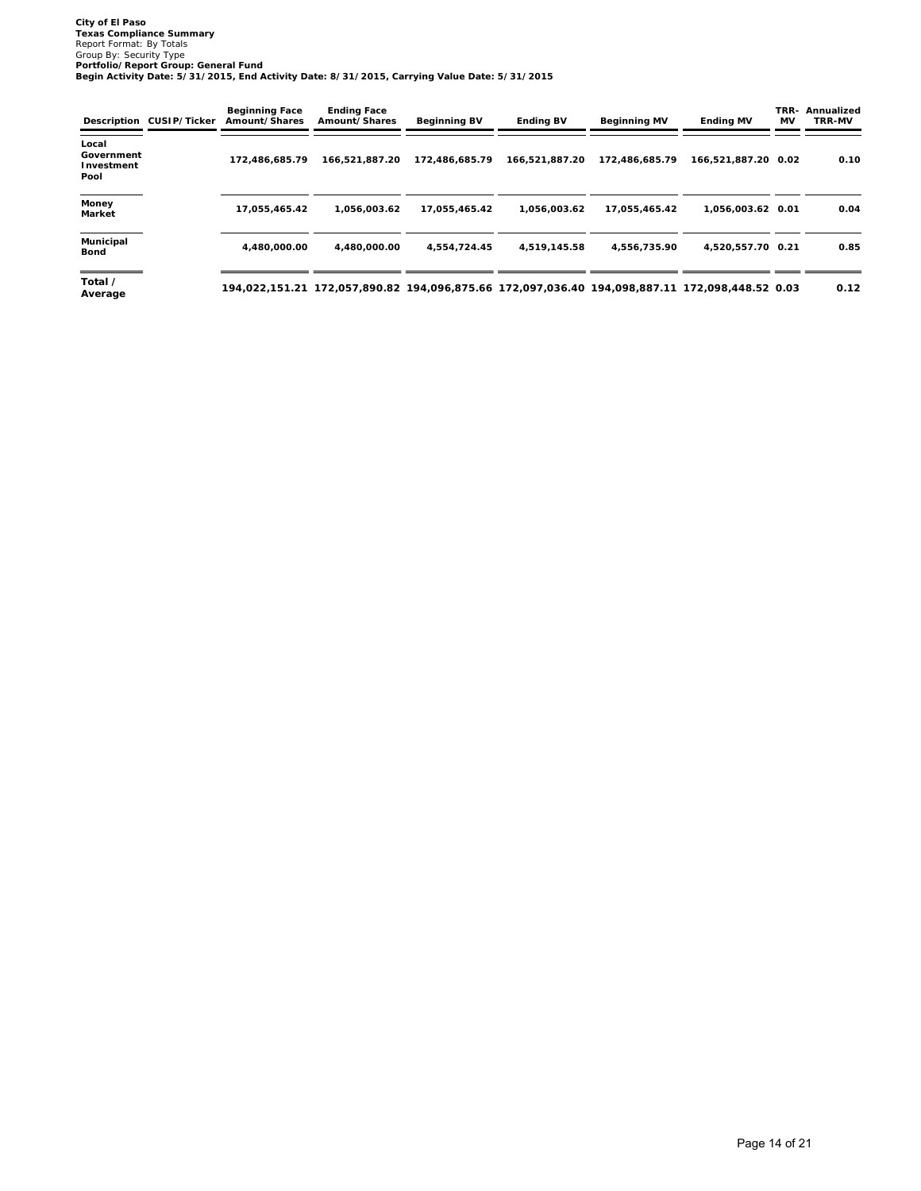**City of El Paso**
**Texas Compliance Summary**
Report Format: By Totals
Group By: Security Type
**Portfolio/Report Group: General Fund**
**Begin Activity Date: 5/31/2015, End Activity Date: 8/31/2015, Carrying Value Date: 5/31/2015**

| Description | CUSIP/Ticker | Beginning Face Amount/Shares | Ending Face Amount/Shares | Beginning BV | Ending BV | Beginning MV | Ending MV | TRR-MV | Annualized TRR-MV |
|---|---|---|---|---|---|---|---|---|---|
| **Local Government Investment Pool** | | 172,486,685.79 | 166,521,887.20 | 172,486,685.79 | 166,521,887.20 | 172,486,685.79 | 166,521,887.20 | 0.02 | 0.10 |
| **Money Market** | | 17,055,465.42 | 1,056,003.62 | 17,055,465.42 | 1,056,003.62 | 17,055,465.42 | 1,056,003.62 | 0.01 | 0.04 |
| **Municipal Bond** | | 4,480,000.00 | 4,480,000.00 | 4,554,724.45 | 4,519,145.58 | 4,556,735.90 | 4,520,557.70 | 0.21 | 0.85 |
| **Total / Average** | | 194,022,151.21 | 172,057,890.82 | 194,096,875.66 | 172,097,036.40 | 194,098,887.11 | 172,098,448.52 | 0.03 | 0.12 |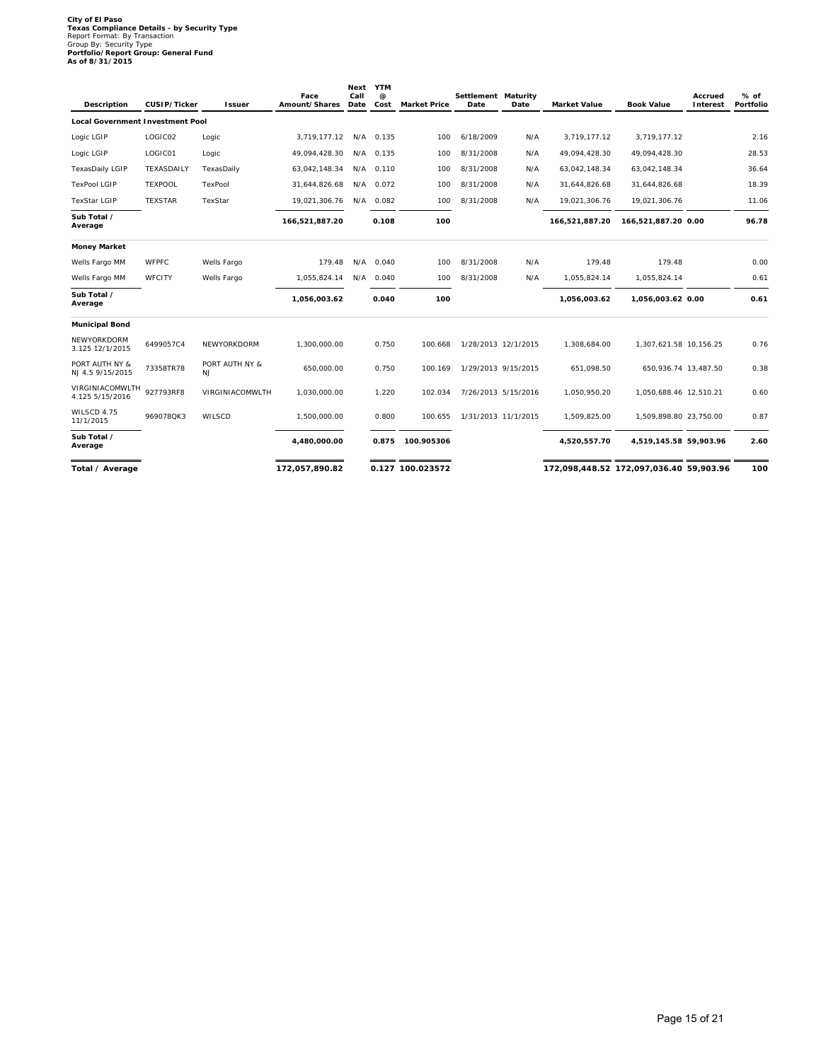**City of El Paso**
**Texas Compliance Details - by Security Type**
Report Format: By Transaction
Group By: Security Type
**Portfolio/Report Group: General Fund**
**As of 8/31/2015**

| Description | CUSIP/Ticker | Issuer | Face Amount/Shares | Next Call Date | YTM @ Cost | Market Price | Settlement Date | Maturity Date | Market Value | Book Value | Accrued Interest | % of Portfolio |
|---|---|---|---|---|---|---|---|---|---|---|---|---|
| **Local Government Investment Pool** | | | | | | | | | | | | |
| Logic LGIP | LOGIC02 | Logic | 3,719,177.12 | N/A | 0.135 | 100 | 6/18/2009 | N/A | 3,719,177.12 | 3,719,177.12 | | 2.16 |
| Logic LGIP | LOGIC01 | Logic | 49,094,428.30 | N/A | 0.135 | 100 | 8/31/2008 | N/A | 49,094,428.30 | 49,094,428.30 | | 28.53 |
| TexasDaily LGIP | TEXASDAILY | TexasDaily | 63,042,148.34 | N/A | 0.110 | 100 | 8/31/2008 | N/A | 63,042,148.34 | 63,042,148.34 | | 36.64 |
| TexPool LGIP | TEXPOOL | TexPool | 31,644,826.68 | N/A | 0.072 | 100 | 8/31/2008 | N/A | 31,644,826.68 | 31,644,826.68 | | 18.39 |
| TexStar LGIP | TEXSTAR | TexStar | 19,021,306.76 | N/A | 0.082 | 100 | 8/31/2008 | N/A | 19,021,306.76 | 19,021,306.76 | | 11.06 |
| **Sub Total / Average** | | | **166,521,887.20** | | **0.108** | **100** | | | **166,521,887.20** | **166,521,887.20** | **0.00** | **96.78** |
| **Money Market** | | | | | | | | | | | | |
| Wells Fargo MM | WFPFC | Wells Fargo | 179.48 | N/A | 0.040 | 100 | 8/31/2008 | N/A | 179.48 | 179.48 | | 0.00 |
| Wells Fargo MM | WFCITY | Wells Fargo | 1,055,824.14 | N/A | 0.040 | 100 | 8/31/2008 | N/A | 1,055,824.14 | 1,055,824.14 | | 0.61 |
| **Sub Total / Average** | | | **1,056,003.62** | | **0.040** | **100** | | | **1,056,003.62** | **1,056,003.62** | **0.00** | **0.61** |
| **Municipal Bond** | | | | | | | | | | | | |
| NEWYORKDORM 3.125 12/1/2015 | 6499057C4 | NEWYORKDORM | 1,300,000.00 | | 0.750 | 100.668 | 1/28/2013 | 12/1/2015 | 1,308,684.00 | 1,307,621.58 | 10,156.25 | 0.76 |
| PORT AUTH NY & NJ 4.5 9/15/2015 | 73358TR78 | PORT AUTH NY & NJ | 650,000.00 | | 0.750 | 100.169 | 1/29/2013 | 9/15/2015 | 651,098.50 | 650,936.74 | 13,487.50 | 0.38 |
| VIRGINIACOMWLTH 4.125 5/15/2016 | 927793RF8 | VIRGINIACOMWLTH | 1,030,000.00 | | 1.220 | 102.034 | 7/26/2013 | 5/15/2016 | 1,050,950.20 | 1,050,688.46 | 12,510.21 | 0.60 |
| WILSCD 4.75 11/1/2015 | 969078QK3 | WILSCD | 1,500,000.00 | | 0.800 | 100.655 | 1/31/2013 | 11/1/2015 | 1,509,825.00 | 1,509,898.80 | 23,750.00 | 0.87 |
| **Sub Total / Average** | | | **4,480,000.00** | | **0.875** | **100.905306** | | | **4,520,557.70** | **4,519,145.58** | **59,903.96** | **2.60** |
| **Total / Average** | | | **172,057,890.82** | | **0.127** | **100.023572** | | | **172,098,448.52** | **172,097,036.40** | **59,903.96** | **100** |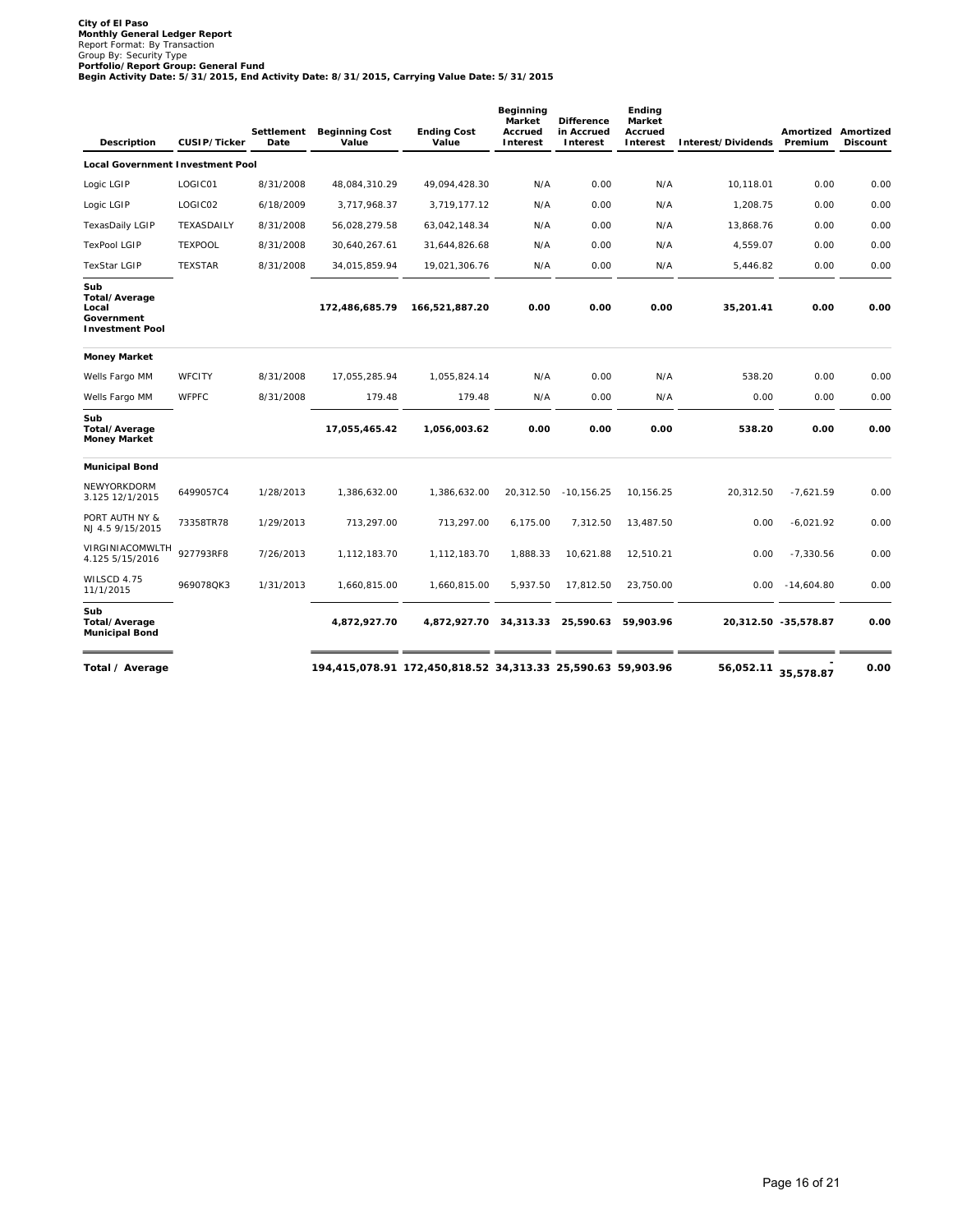**City of El Paso**
**Monthly General Ledger Report**
Report Format: By Transaction
Group By: Security Type
**Portfolio/Report Group: General Fund**
**Begin Activity Date: 5/31/2015, End Activity Date: 8/31/2015, Carrying Value Date: 5/31/2015**

| Description | CUSIP/Ticker | Settlement Date | Beginning Cost Value | Ending Cost Value | Beginning Market Accrued Interest | Difference in Accrued Interest | Ending Market Accrued Interest | Interest/Dividends | Amortized Premium | Amortized Discount |
|---|---|---|---|---|---|---|---|---|---|---|
| **Local Government Investment Pool** | | | | | | | | | | |
| Logic LGIP | LOGIC01 | 8/31/2008 | 48,084,310.29 | 49,094,428.30 | N/A | 0.00 | N/A | 10,118.01 | 0.00 | 0.00 |
| Logic LGIP | LOGIC02 | 6/18/2009 | 3,717,968.37 | 3,719,177.12 | N/A | 0.00 | N/A | 1,208.75 | 0.00 | 0.00 |
| TexasDaily LGIP | TEXASDAILY | 8/31/2008 | 56,028,279.58 | 63,042,148.34 | N/A | 0.00 | N/A | 13,868.76 | 0.00 | 0.00 |
| TexPool LGIP | TEXPOOL | 8/31/2008 | 30,640,267.61 | 31,644,826.68 | N/A | 0.00 | N/A | 4,559.07 | 0.00 | 0.00 |
| TexStar LGIP | TEXSTAR | 8/31/2008 | 34,015,859.94 | 19,021,306.76 | N/A | 0.00 | N/A | 5,446.82 | 0.00 | 0.00 |
| **Sub Total/Average Local Government Investment Pool** | | | **172,486,685.79** | **166,521,887.20** | **0.00** | **0.00** | **0.00** | **35,201.41** | **0.00** | **0.00** |
| **Money Market** | | | | | | | | | | |
| Wells Fargo MM | WFCITY | 8/31/2008 | 17,055,285.94 | 1,055,824.14 | N/A | 0.00 | N/A | 538.20 | 0.00 | 0.00 |
| Wells Fargo MM | WFPFC | 8/31/2008 | 179.48 | 179.48 | N/A | 0.00 | N/A | 0.00 | 0.00 | 0.00 |
| **Sub Total/Average Money Market** | | | **17,055,465.42** | **1,056,003.62** | **0.00** | **0.00** | **0.00** | **538.20** | **0.00** | **0.00** |
| **Municipal Bond** | | | | | | | | | | |
| NEWYORKDORM 3.125 12/1/2015 | 6499057C4 | 1/28/2013 | 1,386,632.00 | 1,386,632.00 | 20,312.50 | -10,156.25 | 10,156.25 | 20,312.50 | -7,621.59 | 0.00 |
| PORT AUTH NY & NJ 4.5 9/15/2015 | 73358TR78 | 1/29/2013 | 713,297.00 | 713,297.00 | 6,175.00 | 7,312.50 | 13,487.50 | 0.00 | -6,021.92 | 0.00 |
| VIRGINIACOMWLTH 4.125 5/15/2016 | 927793RF8 | 7/26/2013 | 1,112,183.70 | 1,112,183.70 | 1,888.33 | 10,621.88 | 12,510.21 | 0.00 | -7,330.56 | 0.00 |
| WILSCD 4.75 11/1/2015 | 969078QK3 | 1/31/2013 | 1,660,815.00 | 1,660,815.00 | 5,937.50 | 17,812.50 | 23,750.00 | 0.00 | -14,604.80 | 0.00 |
| **Sub Total/Average Municipal Bond** | | | **4,872,927.70** | **4,872,927.70** | **34,313.33** | **25,590.63** | **59,903.96** | **20,312.50** | **-35,578.87** | **0.00** |
| **Total / Average** | | | **194,415,078.91** | **172,450,818.52** | **34,313.33** | **25,590.63** | **59,903.96** | **56,052.11** | **-35,578.87** | **0.00** |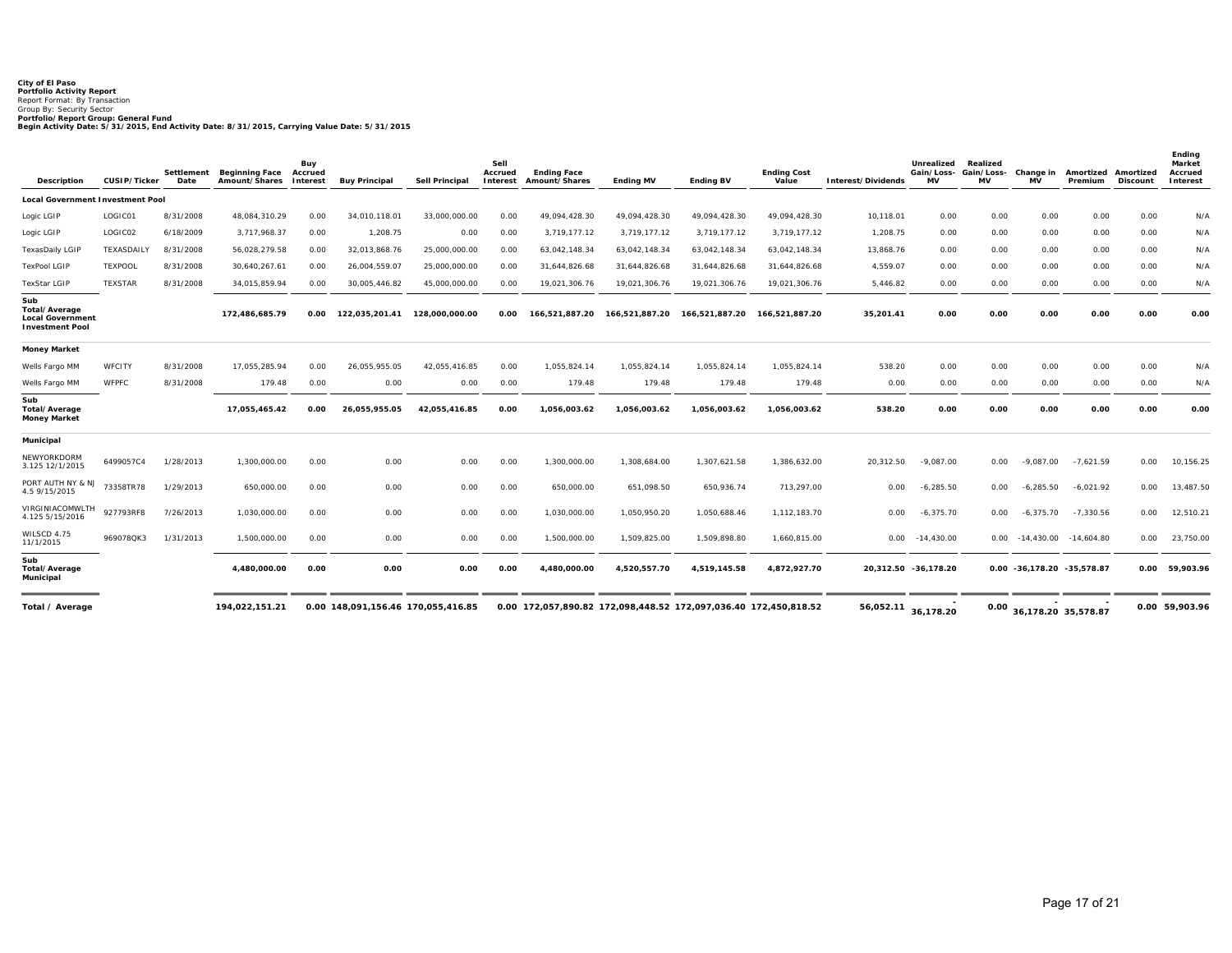**City of El Paso**
**Portfolio Activity Report**
Report Format: By Transaction
Group By: Security Sector
**Portfolio/Report Group: General Fund**
**Begin Activity Date: 5/31/2015, End Activity Date: 8/31/2015, Carrying Value Date: 5/31/2015**

| Description | CUSIP/Ticker | Settlement Date | Beginning Face Amount/Shares | Buy Accrued Interest | Buy Principal | Sell Principal | Sell Accrued Interest | Ending Face Amount/Shares | Ending MV | Ending BV | Ending Cost Value | Interest/Dividends | Unrealized Gain/Loss-MV | Realized Gain/Loss-MV | Change in MV | Amortized Premium | Amortized Discount | Ending Market Accrued Interest |
|---|---|---|---|---|---|---|---|---|---|---|---|---|---|---|---|---|---|---|
| **Local Government Investment Pool** | | | | | | | | | | | | | | | | | | |
| Logic LGIP | LOGIC01 | 8/31/2008 | 48,084,310.29 | 0.00 | 34,010,118.01 | 33,000,000.00 | 0.00 | 49,094,428.30 | 49,094,428.30 | 49,094,428.30 | 49,094,428.30 | 10,118.01 | 0.00 | 0.00 | 0.00 | 0.00 | 0.00 | N/A |
| Logic LGIP | LOGIC02 | 6/18/2009 | 3,717,968.37 | 0.00 | 1,208.75 | 0.00 | 0.00 | 3,719,177.12 | 3,719,177.12 | 3,719,177.12 | 3,719,177.12 | 1,208.75 | 0.00 | 0.00 | 0.00 | 0.00 | 0.00 | N/A |
| TexasDaily LGIP | TEXASDAILY | 8/31/2008 | 56,028,279.58 | 0.00 | 32,013,868.76 | 25,000,000.00 | 0.00 | 63,042,148.34 | 63,042,148.34 | 63,042,148.34 | 63,042,148.34 | 13,868.76 | 0.00 | 0.00 | 0.00 | 0.00 | 0.00 | N/A |
| TexPool LGIP | TEXPOOL | 8/31/2008 | 30,640,267.61 | 0.00 | 26,004,559.07 | 25,000,000.00 | 0.00 | 31,644,826.68 | 31,644,826.68 | 31,644,826.68 | 31,644,826.68 | 4,559.07 | 0.00 | 0.00 | 0.00 | 0.00 | 0.00 | N/A |
| TexStar LGIP | TEXSTAR | 8/31/2008 | 34,015,859.94 | 0.00 | 30,005,446.82 | 45,000,000.00 | 0.00 | 19,021,306.76 | 19,021,306.76 | 19,021,306.76 | 19,021,306.76 | 5,446.82 | 0.00 | 0.00 | 0.00 | 0.00 | 0.00 | N/A |
| **Sub Total/Average Local Government Investment Pool** | | | **172,486,685.79** | **0.00** | **122,035,201.41** | **128,000,000.00** | **0.00** | **166,521,887.20** | **166,521,887.20** | **166,521,887.20** | **166,521,887.20** | **35,201.41** | **0.00** | **0.00** | **0.00** | **0.00** | **0.00** | **0.00** |
| **Money Market** | | | | | | | | | | | | | | | | | | |
| Wells Fargo MM | WFCITY | 8/31/2008 | 17,055,285.94 | 0.00 | 26,055,955.05 | 42,055,416.85 | 0.00 | 1,055,824.14 | 1,055,824.14 | 1,055,824.14 | 1,055,824.14 | 538.20 | 0.00 | 0.00 | 0.00 | 0.00 | 0.00 | N/A |
| Wells Fargo MM | WFPFC | 8/31/2008 | 179.48 | 0.00 | 0.00 | 0.00 | 0.00 | 179.48 | 179.48 | 179.48 | 179.48 | 0.00 | 0.00 | 0.00 | 0.00 | 0.00 | 0.00 | N/A |
| **Sub Total/Average Money Market** | | | **17,055,465.42** | **0.00** | **26,055,955.05** | **42,055,416.85** | **0.00** | **1,056,003.62** | **1,056,003.62** | **1,056,003.62** | **1,056,003.62** | **538.20** | **0.00** | **0.00** | **0.00** | **0.00** | **0.00** | **0.00** |
| **Municipal** | | | | | | | | | | | | | | | | | | |
| NEWYORKDORM 3.125 12/1/2015 | 6499057C4 | 1/28/2013 | 1,300,000.00 | 0.00 | 0.00 | 0.00 | 0.00 | 1,300,000.00 | 1,308,684.00 | 1,307,621.58 | 1,386,632.00 | 20,312.50 | -9,087.00 | 0.00 | -9,087.00 | -7,621.59 | 0.00 | 10,156.25 |
| PORT AUTH NY & NJ 4.5 9/15/2015 | 73358TR78 | 1/29/2013 | 650,000.00 | 0.00 | 0.00 | 0.00 | 0.00 | 650,000.00 | 651,098.50 | 650,936.74 | 713,297.00 | 0.00 | -6,285.50 | 0.00 | -6,285.50 | -6,021.92 | 0.00 | 13,487.50 |
| VIRGINIACOMWLTH 4.125 5/15/2016 | 927793RF8 | 7/26/2013 | 1,030,000.00 | 0.00 | 0.00 | 0.00 | 0.00 | 1,030,000.00 | 1,050,950.20 | 1,050,688.46 | 1,112,183.70 | 0.00 | -6,375.70 | 0.00 | -6,375.70 | -7,330.56 | 0.00 | 12,510.21 |
| WILSCD 4.75 11/1/2015 | 969078QK3 | 1/31/2013 | 1,500,000.00 | 0.00 | 0.00 | 0.00 | 0.00 | 1,500,000.00 | 1,509,825.00 | 1,509,898.80 | 1,660,815.00 | 0.00 | -14,430.00 | 0.00 | -14,430.00 | -14,604.80 | 0.00 | 23,750.00 |
| **Sub Total/Average Municipal** | | | **4,480,000.00** | **0.00** | **0.00** | **0.00** | **0.00** | **4,480,000.00** | **4,520,557.70** | **4,519,145.58** | **4,872,927.70** | **20,312.50** | **-36,178.20** | **0.00** | **-36,178.20** | **-35,578.87** | **0.00** | **59,903.96** |
| **Total / Average** | | | **194,022,151.21** | **0.00** | **148,091,156.46** | **170,055,416.85** | **0.00** | **172,057,890.82** | **172,098,448.52** | **172,097,036.40** | **172,450,818.52** | **56,052.11** | **-36,178.20** | **0.00** | **-36,178.20** | **-35,578.87** | **0.00** | **59,903.96** |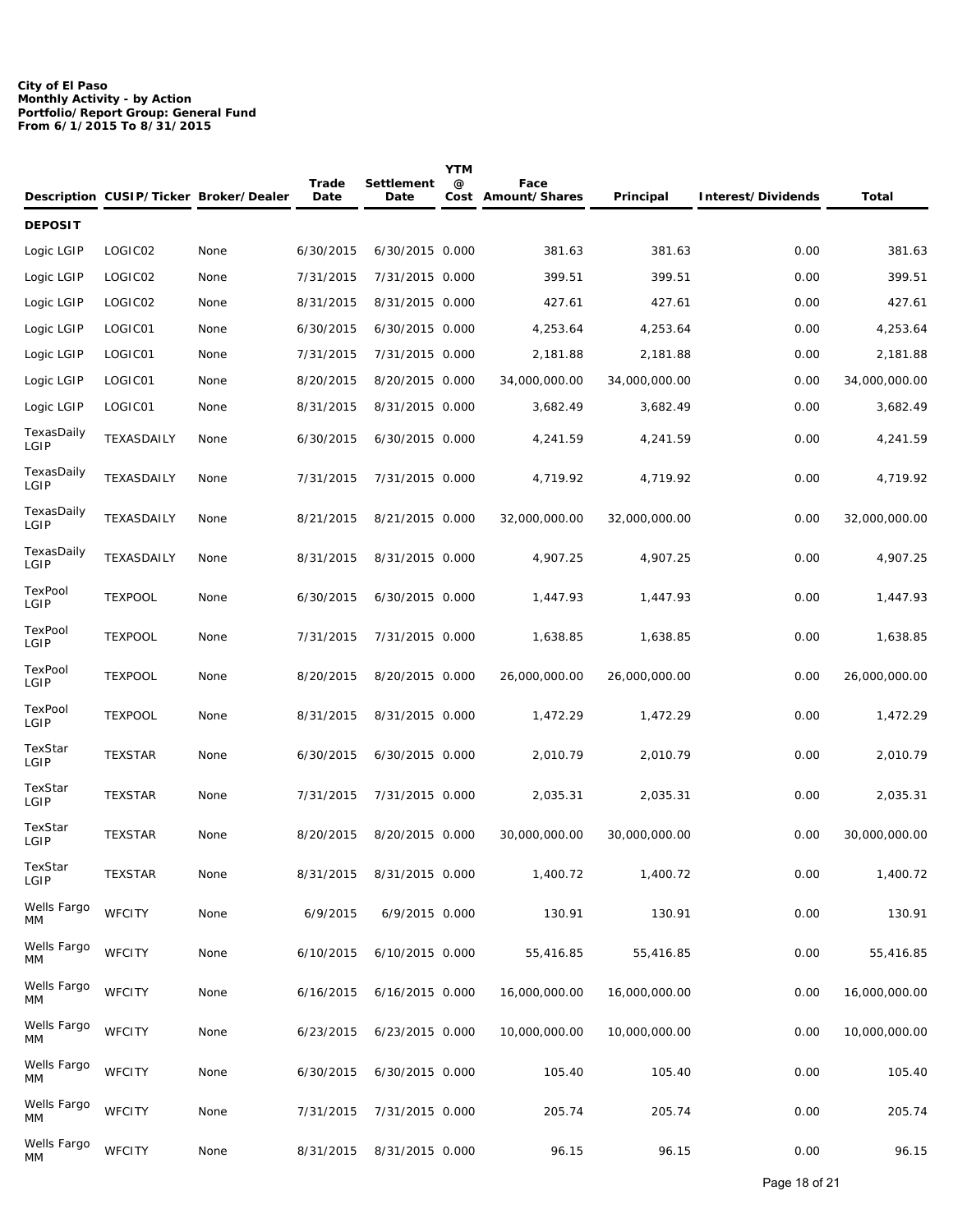**City of El Paso**
**Monthly Activity - by Action**
**Portfolio/Report Group: General Fund**
**From 6/1/2015 To 8/31/2015**

| Description | CUSIP/Ticker | Broker/Dealer | Trade Date | Settlement Date | YTM @ Cost | Face Amount/Shares | Principal | Interest/Dividends | Total |
|---|---|---|---|---|---|---|---|---|---|
| **DEPOSIT** | | | | | | | | | |
| Logic LGIP | LOGIC02 | None | 6/30/2015 | 6/30/2015 | 0.000 | 381.63 | 381.63 | 0.00 | 381.63 |
| Logic LGIP | LOGIC02 | None | 7/31/2015 | 7/31/2015 | 0.000 | 399.51 | 399.51 | 0.00 | 399.51 |
| Logic LGIP | LOGIC02 | None | 8/31/2015 | 8/31/2015 | 0.000 | 427.61 | 427.61 | 0.00 | 427.61 |
| Logic LGIP | LOGIC01 | None | 6/30/2015 | 6/30/2015 | 0.000 | 4,253.64 | 4,253.64 | 0.00 | 4,253.64 |
| Logic LGIP | LOGIC01 | None | 7/31/2015 | 7/31/2015 | 0.000 | 2,181.88 | 2,181.88 | 0.00 | 2,181.88 |
| Logic LGIP | LOGIC01 | None | 8/20/2015 | 8/20/2015 | 0.000 | 34,000,000.00 | 34,000,000.00 | 0.00 | 34,000,000.00 |
| Logic LGIP | LOGIC01 | None | 8/31/2015 | 8/31/2015 | 0.000 | 3,682.49 | 3,682.49 | 0.00 | 3,682.49 |
| TexasDaily LGIP | TEXASDAILY | None | 6/30/2015 | 6/30/2015 | 0.000 | 4,241.59 | 4,241.59 | 0.00 | 4,241.59 |
| TexasDaily LGIP | TEXASDAILY | None | 7/31/2015 | 7/31/2015 | 0.000 | 4,719.92 | 4,719.92 | 0.00 | 4,719.92 |
| TexasDaily LGIP | TEXASDAILY | None | 8/21/2015 | 8/21/2015 | 0.000 | 32,000,000.00 | 32,000,000.00 | 0.00 | 32,000,000.00 |
| TexasDaily LGIP | TEXASDAILY | None | 8/31/2015 | 8/31/2015 | 0.000 | 4,907.25 | 4,907.25 | 0.00 | 4,907.25 |
| TexPool LGIP | TEXPOOL | None | 6/30/2015 | 6/30/2015 | 0.000 | 1,447.93 | 1,447.93 | 0.00 | 1,447.93 |
| TexPool LGIP | TEXPOOL | None | 7/31/2015 | 7/31/2015 | 0.000 | 1,638.85 | 1,638.85 | 0.00 | 1,638.85 |
| TexPool LGIP | TEXPOOL | None | 8/20/2015 | 8/20/2015 | 0.000 | 26,000,000.00 | 26,000,000.00 | 0.00 | 26,000,000.00 |
| TexPool LGIP | TEXPOOL | None | 8/31/2015 | 8/31/2015 | 0.000 | 1,472.29 | 1,472.29 | 0.00 | 1,472.29 |
| TexStar LGIP | TEXSTAR | None | 6/30/2015 | 6/30/2015 | 0.000 | 2,010.79 | 2,010.79 | 0.00 | 2,010.79 |
| TexStar LGIP | TEXSTAR | None | 7/31/2015 | 7/31/2015 | 0.000 | 2,035.31 | 2,035.31 | 0.00 | 2,035.31 |
| TexStar LGIP | TEXSTAR | None | 8/20/2015 | 8/20/2015 | 0.000 | 30,000,000.00 | 30,000,000.00 | 0.00 | 30,000,000.00 |
| TexStar LGIP | TEXSTAR | None | 8/31/2015 | 8/31/2015 | 0.000 | 1,400.72 | 1,400.72 | 0.00 | 1,400.72 |
| Wells Fargo MM | WFCITY | None | 6/9/2015 | 6/9/2015 | 0.000 | 130.91 | 130.91 | 0.00 | 130.91 |
| Wells Fargo MM | WFCITY | None | 6/10/2015 | 6/10/2015 | 0.000 | 55,416.85 | 55,416.85 | 0.00 | 55,416.85 |
| Wells Fargo MM | WFCITY | None | 6/16/2015 | 6/16/2015 | 0.000 | 16,000,000.00 | 16,000,000.00 | 0.00 | 16,000,000.00 |
| Wells Fargo MM | WFCITY | None | 6/23/2015 | 6/23/2015 | 0.000 | 10,000,000.00 | 10,000,000.00 | 0.00 | 10,000,000.00 |
| Wells Fargo MM | WFCITY | None | 6/30/2015 | 6/30/2015 | 0.000 | 105.40 | 105.40 | 0.00 | 105.40 |
| Wells Fargo MM | WFCITY | None | 7/31/2015 | 7/31/2015 | 0.000 | 205.74 | 205.74 | 0.00 | 205.74 |
| Wells Fargo MM | WFCITY | None | 8/31/2015 | 8/31/2015 | 0.000 | 96.15 | 96.15 | 0.00 | 96.15 |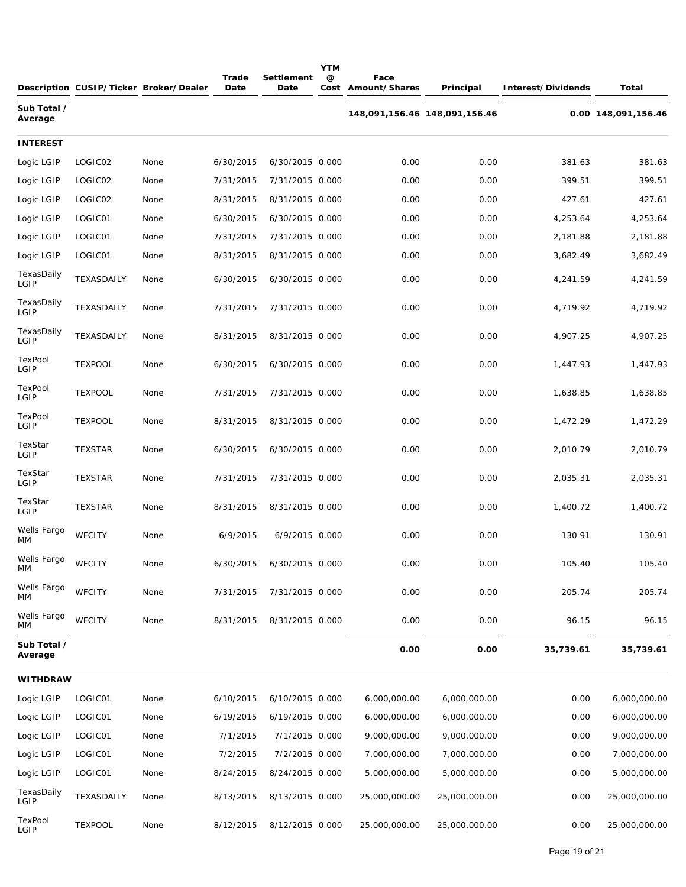| Description | CUSIP/Ticker | Broker/Dealer | Trade Date | Settlement Date | YTM @ Cost | Face Amount/Shares | Principal | Interest/Dividends | Total |
|---|---|---|---|---|---|---|---|---|---|
| **Sub Total / Average** | | | | | | **148,091,156.46** | **148,091,156.46** | **0.00** | **148,091,156.46** |
| **INTEREST** | | | | | | | | | |
| Logic LGIP | LOGIC02 | None | 6/30/2015 | 6/30/2015 | 0.000 | 0.00 | 0.00 | 381.63 | 381.63 |
| Logic LGIP | LOGIC02 | None | 7/31/2015 | 7/31/2015 | 0.000 | 0.00 | 0.00 | 399.51 | 399.51 |
| Logic LGIP | LOGIC02 | None | 8/31/2015 | 8/31/2015 | 0.000 | 0.00 | 0.00 | 427.61 | 427.61 |
| Logic LGIP | LOGIC01 | None | 6/30/2015 | 6/30/2015 | 0.000 | 0.00 | 0.00 | 4,253.64 | 4,253.64 |
| Logic LGIP | LOGIC01 | None | 7/31/2015 | 7/31/2015 | 0.000 | 0.00 | 0.00 | 2,181.88 | 2,181.88 |
| Logic LGIP | LOGIC01 | None | 8/31/2015 | 8/31/2015 | 0.000 | 0.00 | 0.00 | 3,682.49 | 3,682.49 |
| TexasDaily LGIP | TEXASDAILY | None | 6/30/2015 | 6/30/2015 | 0.000 | 0.00 | 0.00 | 4,241.59 | 4,241.59 |
| TexasDaily LGIP | TEXASDAILY | None | 7/31/2015 | 7/31/2015 | 0.000 | 0.00 | 0.00 | 4,719.92 | 4,719.92 |
| TexasDaily LGIP | TEXASDAILY | None | 8/31/2015 | 8/31/2015 | 0.000 | 0.00 | 0.00 | 4,907.25 | 4,907.25 |
| TexPool LGIP | TEXPOOL | None | 6/30/2015 | 6/30/2015 | 0.000 | 0.00 | 0.00 | 1,447.93 | 1,447.93 |
| TexPool LGIP | TEXPOOL | None | 7/31/2015 | 7/31/2015 | 0.000 | 0.00 | 0.00 | 1,638.85 | 1,638.85 |
| TexPool LGIP | TEXPOOL | None | 8/31/2015 | 8/31/2015 | 0.000 | 0.00 | 0.00 | 1,472.29 | 1,472.29 |
| TexStar LGIP | TEXSTAR | None | 6/30/2015 | 6/30/2015 | 0.000 | 0.00 | 0.00 | 2,010.79 | 2,010.79 |
| TexStar LGIP | TEXSTAR | None | 7/31/2015 | 7/31/2015 | 0.000 | 0.00 | 0.00 | 2,035.31 | 2,035.31 |
| TexStar LGIP | TEXSTAR | None | 8/31/2015 | 8/31/2015 | 0.000 | 0.00 | 0.00 | 1,400.72 | 1,400.72 |
| Wells Fargo MM | WFCITY | None | 6/9/2015 | 6/9/2015 | 0.000 | 0.00 | 0.00 | 130.91 | 130.91 |
| Wells Fargo MM | WFCITY | None | 6/30/2015 | 6/30/2015 | 0.000 | 0.00 | 0.00 | 105.40 | 105.40 |
| Wells Fargo MM | WFCITY | None | 7/31/2015 | 7/31/2015 | 0.000 | 0.00 | 0.00 | 205.74 | 205.74 |
| Wells Fargo MM | WFCITY | None | 8/31/2015 | 8/31/2015 | 0.000 | 0.00 | 0.00 | 96.15 | 96.15 |
| **Sub Total / Average** | | | | | | **0.00** | **0.00** | **35,739.61** | **35,739.61** |
| **WITHDRAW** | | | | | | | | | |
| Logic LGIP | LOGIC01 | None | 6/10/2015 | 6/10/2015 | 0.000 | 6,000,000.00 | 6,000,000.00 | 0.00 | 6,000,000.00 |
| Logic LGIP | LOGIC01 | None | 6/19/2015 | 6/19/2015 | 0.000 | 6,000,000.00 | 6,000,000.00 | 0.00 | 6,000,000.00 |
| Logic LGIP | LOGIC01 | None | 7/1/2015 | 7/1/2015 | 0.000 | 9,000,000.00 | 9,000,000.00 | 0.00 | 9,000,000.00 |
| Logic LGIP | LOGIC01 | None | 7/2/2015 | 7/2/2015 | 0.000 | 7,000,000.00 | 7,000,000.00 | 0.00 | 7,000,000.00 |
| Logic LGIP | LOGIC01 | None | 8/24/2015 | 8/24/2015 | 0.000 | 5,000,000.00 | 5,000,000.00 | 0.00 | 5,000,000.00 |
| TexasDaily LGIP | TEXASDAILY | None | 8/13/2015 | 8/13/2015 | 0.000 | 25,000,000.00 | 25,000,000.00 | 0.00 | 25,000,000.00 |
| TexPool LGIP | TEXPOOL | None | 8/12/2015 | 8/12/2015 | 0.000 | 25,000,000.00 | 25,000,000.00 | 0.00 | 25,000,000.00 |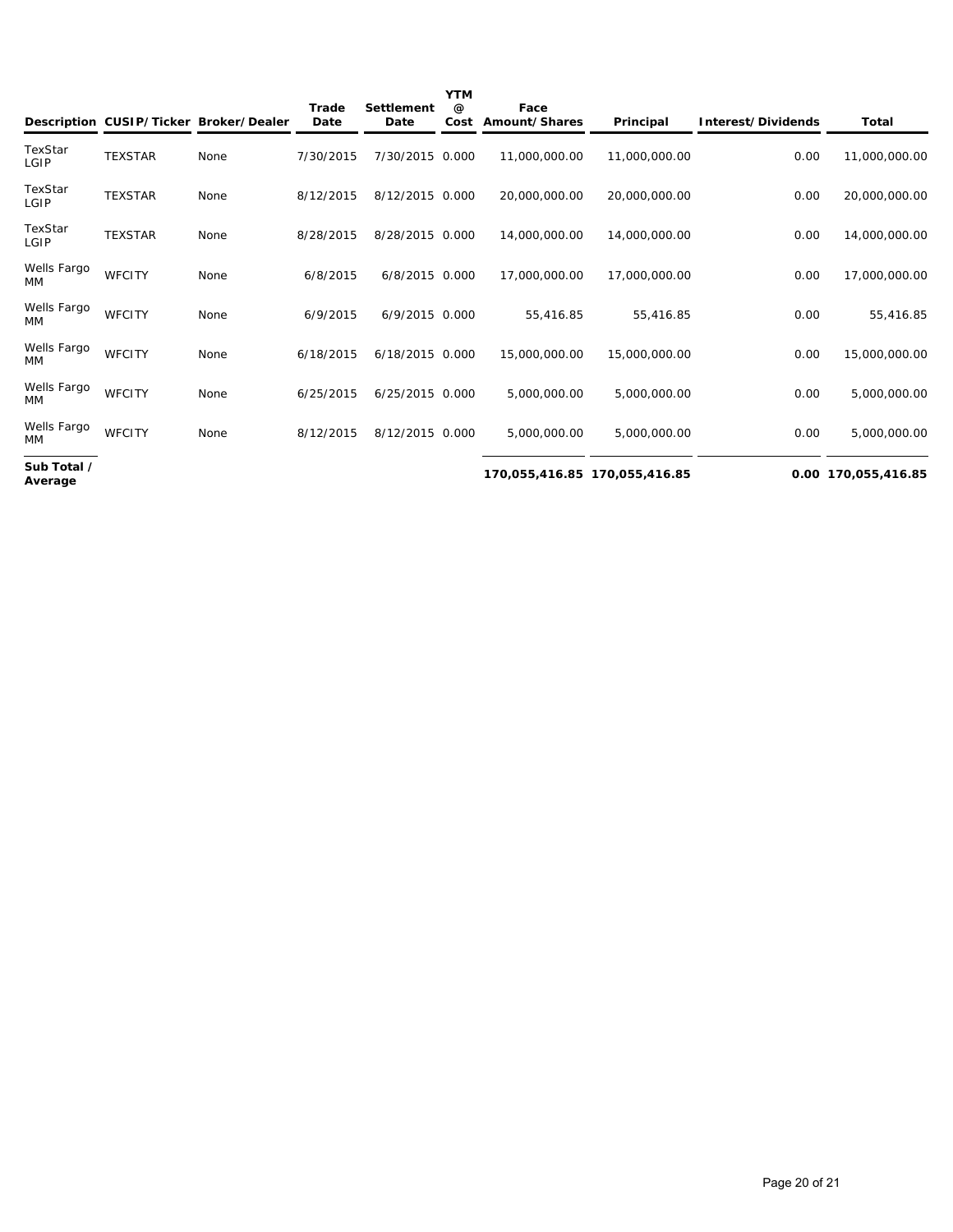| Description | CUSIP/Ticker | Broker/Dealer | Trade Date | Settlement Date | YTM @ Cost | Face Amount/Shares | Principal | Interest/Dividends | Total |
|---|---|---|---|---|---|---|---|---|---|
| TexStar LGIP | TEXSTAR | None | 7/30/2015 | 7/30/2015 | 0.000 | 11,000,000.00 | 11,000,000.00 | 0.00 | 11,000,000.00 |
| TexStar LGIP | TEXSTAR | None | 8/12/2015 | 8/12/2015 | 0.000 | 20,000,000.00 | 20,000,000.00 | 0.00 | 20,000,000.00 |
| TexStar LGIP | TEXSTAR | None | 8/28/2015 | 8/28/2015 | 0.000 | 14,000,000.00 | 14,000,000.00 | 0.00 | 14,000,000.00 |
| Wells Fargo MM | WFCITY | None | 6/8/2015 | 6/8/2015 | 0.000 | 17,000,000.00 | 17,000,000.00 | 0.00 | 17,000,000.00 |
| Wells Fargo MM | WFCITY | None | 6/9/2015 | 6/9/2015 | 0.000 | 55,416.85 | 55,416.85 | 0.00 | 55,416.85 |
| Wells Fargo MM | WFCITY | None | 6/18/2015 | 6/18/2015 | 0.000 | 15,000,000.00 | 15,000,000.00 | 0.00 | 15,000,000.00 |
| Wells Fargo MM | WFCITY | None | 6/25/2015 | 6/25/2015 | 0.000 | 5,000,000.00 | 5,000,000.00 | 0.00 | 5,000,000.00 |
| Wells Fargo MM | WFCITY | None | 8/12/2015 | 8/12/2015 | 0.000 | 5,000,000.00 | 5,000,000.00 | 0.00 | 5,000,000.00 |
| **Sub Total / Average** | | | | | | **170,055,416.85** | **170,055,416.85** | **0.00** | **170,055,416.85** |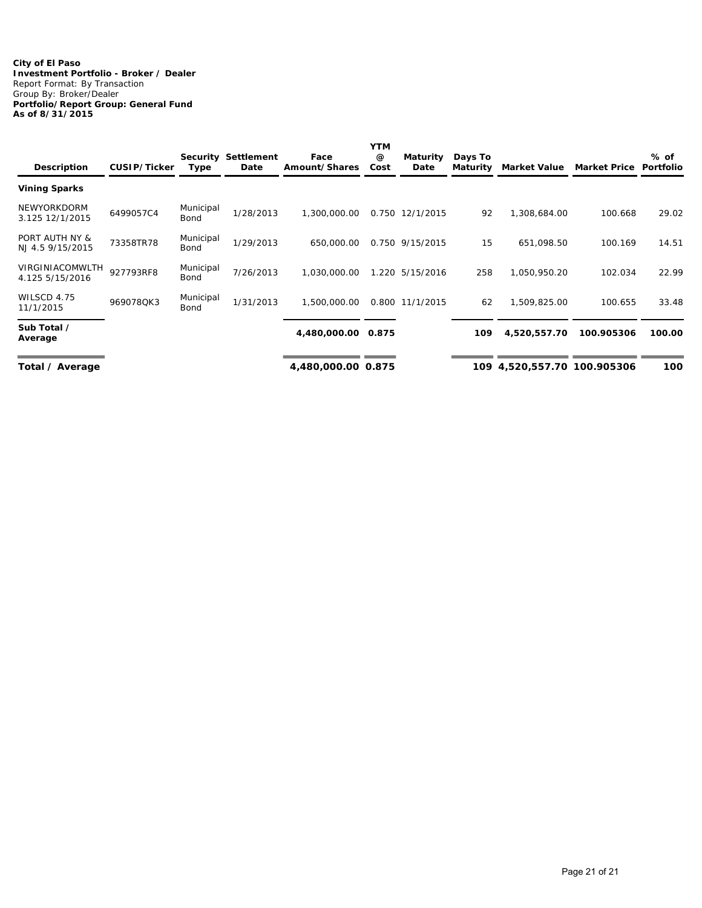**City of El Paso**
**Investment Portfolio - Broker / Dealer**
Report Format: By Transaction
Group By: Broker/Dealer
**Portfolio/Report Group: General Fund**
**As of 8/31/2015**

| Description | CUSIP/Ticker | Security Type | Settlement Date | Face Amount/Shares | YTM @ Cost | Maturity Date | Days To Maturity | Market Value | Market Price | % of Portfolio |
|---|---|---|---|---|---|---|---|---|---|---|
| **Vining Sparks** | | | | | | | | | | |
| NEWYORKDORM 3.125 12/1/2015 | 6499057C4 | Municipal Bond | 1/28/2013 | 1,300,000.00 | 0.750 | 12/1/2015 | 92 | 1,308,684.00 | 100.668 | 29.02 |
| PORT AUTH NY & NJ 4.5 9/15/2015 | 73358TR78 | Municipal Bond | 1/29/2013 | 650,000.00 | 0.750 | 9/15/2015 | 15 | 651,098.50 | 100.169 | 14.51 |
| VIRGINIACOMWLTH 4.125 5/15/2016 | 927793RF8 | Municipal Bond | 7/26/2013 | 1,030,000.00 | 1.220 | 5/15/2016 | 258 | 1,050,950.20 | 102.034 | 22.99 |
| WILSCD 4.75 11/1/2015 | 969078QK3 | Municipal Bond | 1/31/2013 | 1,500,000.00 | 0.800 | 11/1/2015 | 62 | 1,509,825.00 | 100.655 | 33.48 |
| **Sub Total / Average** | | | | **4,480,000.00** | **0.875** | | **109** | **4,520,557.70** | **100.905306** | **100.00** |
| **Total / Average** | | | | **4,480,000.00** | **0.875** | | **109** | **4,520,557.70** | **100.905306** | **100** |